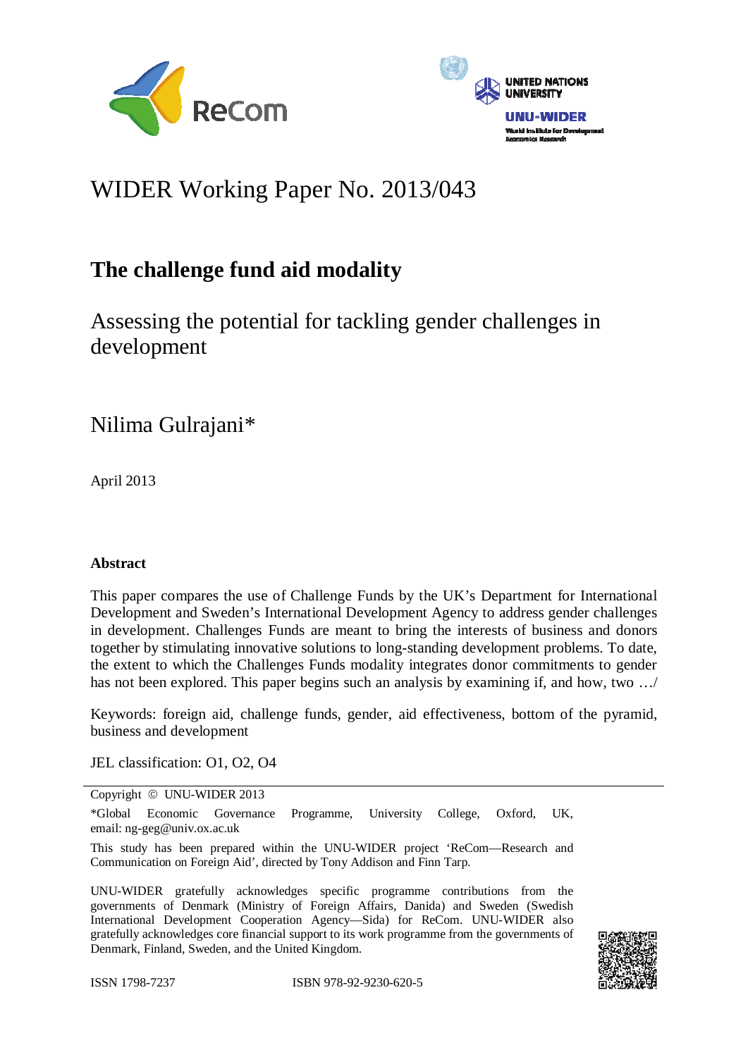# WIDER Working Paper No. 2013/043

## The challenge fund aid modality

Assessing the potential for tackling gender challenges in development

Nilima Gulrajani*

April 2013

### Abstract

This paper compares the use of Challenge Funds by the UK's Department for International Development and Sweden's International Development Agency to address gender challenges in development. Challenges Funds are meant to bring the interests of business and donors together by stimulating innovative solutions to long-standing development problems. To date, the extent to which the Challenges Funds modality integrates donor commitments to gender has not been explored. This paper begins such an analysis by examining if, and how, two …/

Keywords: foreign aid, challenge funds, gender, aid effectiveness, bottom of the pyramid, business and development

JEL classification: O1, O2, O4

---

Copyright © UNU-WIDER 2013

*Global Economic Governance Programme, University College, Oxford, UK, email: ng-geg@univ.ox.ac.uk

This study has been prepared within the UNU-WIDER project 'ReCom—Research and Communication on Foreign Aid', directed by Tony Addison and Finn Tarp.

UNU-WIDER gratefully acknowledges specific programme contributions from the governments of Denmark (Ministry of Foreign Affairs, Danida) and Sweden (Swedish International Development Cooperation Agency—Sida) for ReCom. UNU-WIDER also gratefully acknowledges core financial support to its work programme from the governments of Denmark, Finland, Sweden, and the United Kingdom.

ISSN 1798-7237 ISBN 978-92-9230-620-5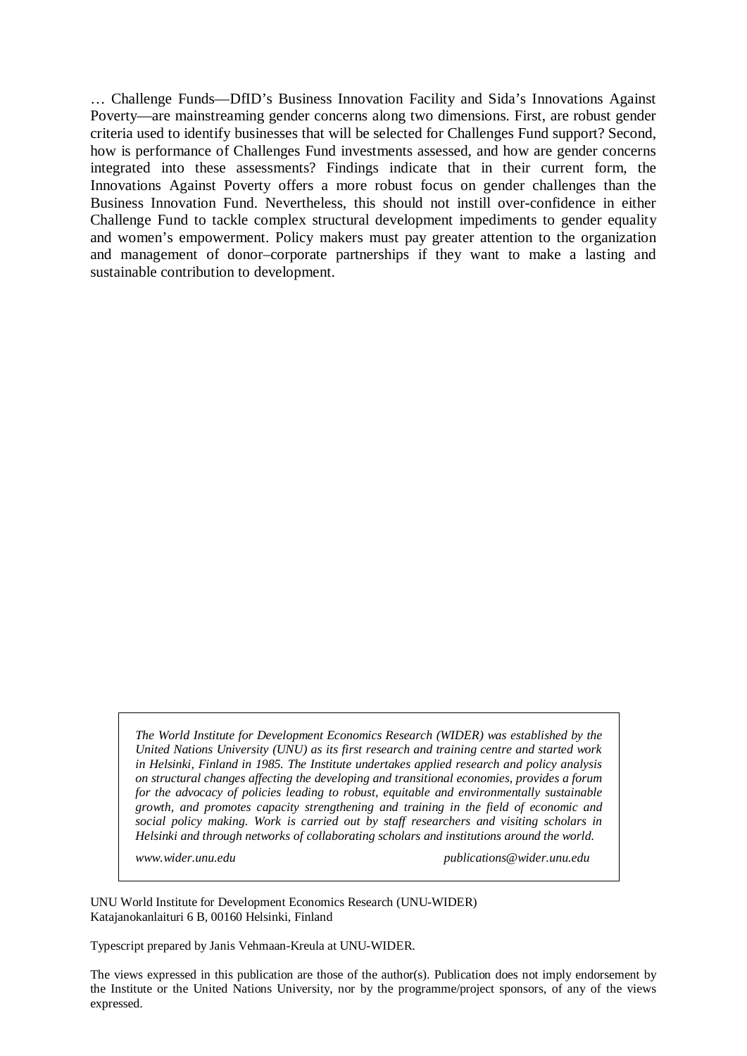… Challenge Funds—DfID's Business Innovation Facility and Sida's Innovations Against Poverty—are mainstreaming gender concerns along two dimensions. First, are robust gender criteria used to identify businesses that will be selected for Challenges Fund support? Second, how is performance of Challenges Fund investments assessed, and how are gender concerns integrated into these assessments? Findings indicate that in their current form, the Innovations Against Poverty offers a more robust focus on gender challenges than the Business Innovation Fund. Nevertheless, this should not instill over-confidence in either Challenge Fund to tackle complex structural development impediments to gender equality and women's empowerment. Policy makers must pay greater attention to the organization and management of donor–corporate partnerships if they want to make a lasting and sustainable contribution to development.

*The World Institute for Development Economics Research (WIDER) was established by the United Nations University (UNU) as its first research and training centre and started work in Helsinki, Finland in 1985. The Institute undertakes applied research and policy analysis on structural changes affecting the developing and transitional economies, provides a forum for the advocacy of policies leading to robust, equitable and environmentally sustainable growth, and promotes capacity strengthening and training in the field of economic and social policy making. Work is carried out by staff researchers and visiting scholars in Helsinki and through networks of collaborating scholars and institutions around the world.*

*www.wider.unu.edu* *publications@wider.unu.edu*

UNU World Institute for Development Economics Research (UNU-WIDER)
Katajanokanlaituri 6 B, 00160 Helsinki, Finland

Typescript prepared by Janis Vehmaan-Kreula at UNU-WIDER.

The views expressed in this publication are those of the author(s). Publication does not imply endorsement by the Institute or the United Nations University, nor by the programme/project sponsors, of any of the views expressed.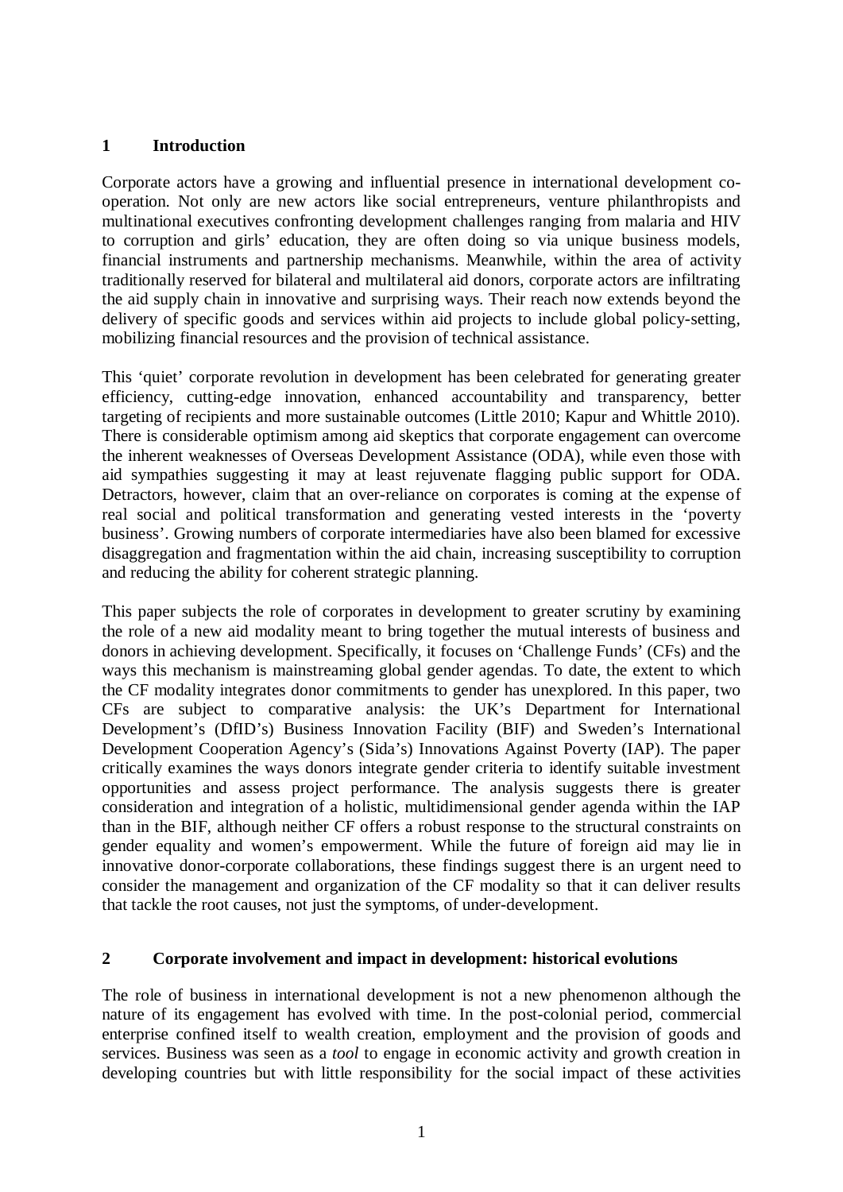## 1 Introduction

Corporate actors have a growing and influential presence in international development co-operation. Not only are new actors like social entrepreneurs, venture philanthropists and multinational executives confronting development challenges ranging from malaria and HIV to corruption and girls' education, they are often doing so via unique business models, financial instruments and partnership mechanisms. Meanwhile, within the area of activity traditionally reserved for bilateral and multilateral aid donors, corporate actors are infiltrating the aid supply chain in innovative and surprising ways. Their reach now extends beyond the delivery of specific goods and services within aid projects to include global policy-setting, mobilizing financial resources and the provision of technical assistance.

This 'quiet' corporate revolution in development has been celebrated for generating greater efficiency, cutting-edge innovation, enhanced accountability and transparency, better targeting of recipients and more sustainable outcomes (Little 2010; Kapur and Whittle 2010). There is considerable optimism among aid skeptics that corporate engagement can overcome the inherent weaknesses of Overseas Development Assistance (ODA), while even those with aid sympathies suggesting it may at least rejuvenate flagging public support for ODA. Detractors, however, claim that an over-reliance on corporates is coming at the expense of real social and political transformation and generating vested interests in the 'poverty business'. Growing numbers of corporate intermediaries have also been blamed for excessive disaggregation and fragmentation within the aid chain, increasing susceptibility to corruption and reducing the ability for coherent strategic planning.

This paper subjects the role of corporates in development to greater scrutiny by examining the role of a new aid modality meant to bring together the mutual interests of business and donors in achieving development. Specifically, it focuses on 'Challenge Funds' (CFs) and the ways this mechanism is mainstreaming global gender agendas. To date, the extent to which the CF modality integrates donor commitments to gender has unexplored. In this paper, two CFs are subject to comparative analysis: the UK's Department for International Development's (DfID's) Business Innovation Facility (BIF) and Sweden's International Development Cooperation Agency's (Sida's) Innovations Against Poverty (IAP). The paper critically examines the ways donors integrate gender criteria to identify suitable investment opportunities and assess project performance. The analysis suggests there is greater consideration and integration of a holistic, multidimensional gender agenda within the IAP than in the BIF, although neither CF offers a robust response to the structural constraints on gender equality and women's empowerment. While the future of foreign aid may lie in innovative donor-corporate collaborations, these findings suggest there is an urgent need to consider the management and organization of the CF modality so that it can deliver results that tackle the root causes, not just the symptoms, of under-development.

## 2 Corporate involvement and impact in development: historical evolutions

The role of business in international development is not a new phenomenon although the nature of its engagement has evolved with time. In the post-colonial period, commercial enterprise confined itself to wealth creation, employment and the provision of goods and services. Business was seen as a *tool* to engage in economic activity and growth creation in developing countries but with little responsibility for the social impact of these activities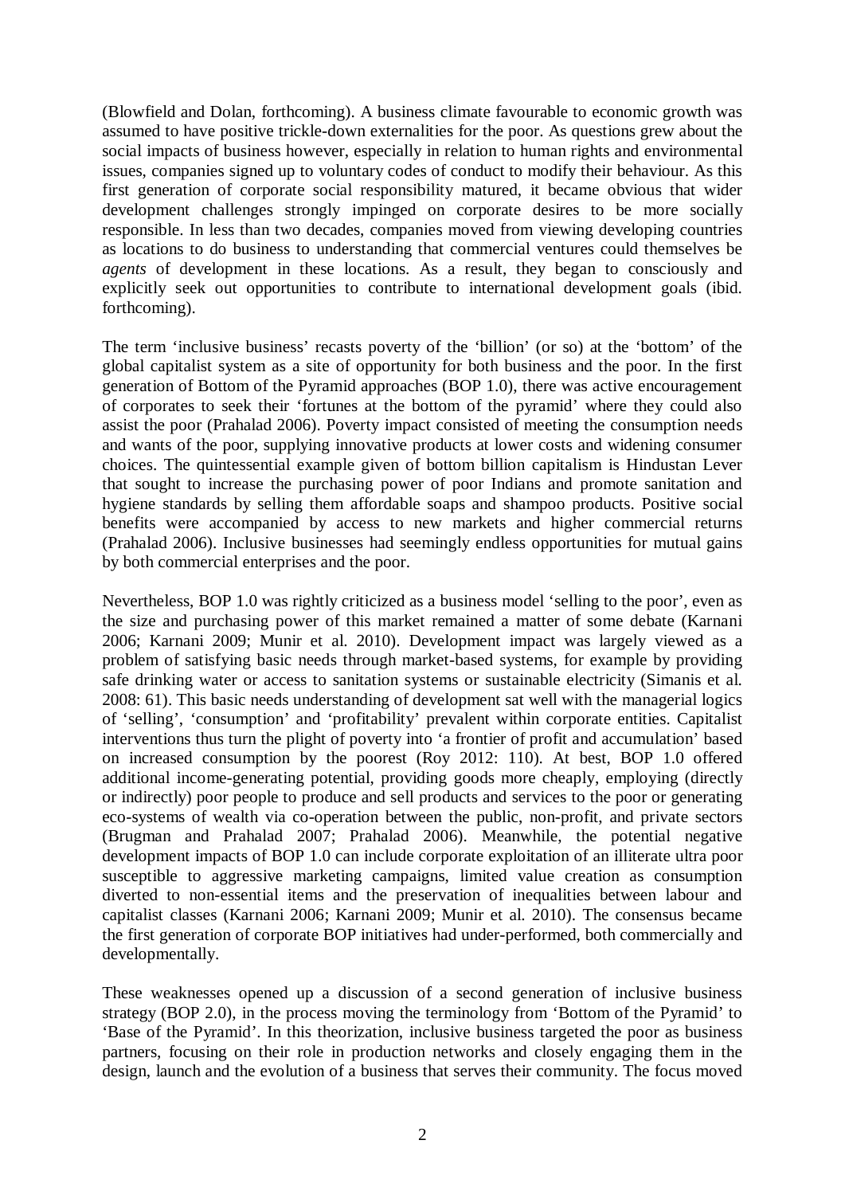(Blowfield and Dolan, forthcoming). A business climate favourable to economic growth was assumed to have positive trickle-down externalities for the poor. As questions grew about the social impacts of business however, especially in relation to human rights and environmental issues, companies signed up to voluntary codes of conduct to modify their behaviour. As this first generation of corporate social responsibility matured, it became obvious that wider development challenges strongly impinged on corporate desires to be more socially responsible. In less than two decades, companies moved from viewing developing countries as locations to do business to understanding that commercial ventures could themselves be *agents* of development in these locations. As a result, they began to consciously and explicitly seek out opportunities to contribute to international development goals (ibid. forthcoming).

The term 'inclusive business' recasts poverty of the 'billion' (or so) at the 'bottom' of the global capitalist system as a site of opportunity for both business and the poor. In the first generation of Bottom of the Pyramid approaches (BOP 1.0), there was active encouragement of corporates to seek their 'fortunes at the bottom of the pyramid' where they could also assist the poor (Prahalad 2006). Poverty impact consisted of meeting the consumption needs and wants of the poor, supplying innovative products at lower costs and widening consumer choices. The quintessential example given of bottom billion capitalism is Hindustan Lever that sought to increase the purchasing power of poor Indians and promote sanitation and hygiene standards by selling them affordable soaps and shampoo products. Positive social benefits were accompanied by access to new markets and higher commercial returns (Prahalad 2006). Inclusive businesses had seemingly endless opportunities for mutual gains by both commercial enterprises and the poor.

Nevertheless, BOP 1.0 was rightly criticized as a business model 'selling to the poor', even as the size and purchasing power of this market remained a matter of some debate (Karnani 2006; Karnani 2009; Munir et al. 2010). Development impact was largely viewed as a problem of satisfying basic needs through market-based systems, for example by providing safe drinking water or access to sanitation systems or sustainable electricity (Simanis et al. 2008: 61). This basic needs understanding of development sat well with the managerial logics of 'selling', 'consumption' and 'profitability' prevalent within corporate entities. Capitalist interventions thus turn the plight of poverty into 'a frontier of profit and accumulation' based on increased consumption by the poorest (Roy 2012: 110). At best, BOP 1.0 offered additional income-generating potential, providing goods more cheaply, employing (directly or indirectly) poor people to produce and sell products and services to the poor or generating eco-systems of wealth via co-operation between the public, non-profit, and private sectors (Brugman and Prahalad 2007; Prahalad 2006). Meanwhile, the potential negative development impacts of BOP 1.0 can include corporate exploitation of an illiterate ultra poor susceptible to aggressive marketing campaigns, limited value creation as consumption diverted to non-essential items and the preservation of inequalities between labour and capitalist classes (Karnani 2006; Karnani 2009; Munir et al. 2010). The consensus became the first generation of corporate BOP initiatives had under-performed, both commercially and developmentally.

These weaknesses opened up a discussion of a second generation of inclusive business strategy (BOP 2.0), in the process moving the terminology from 'Bottom of the Pyramid' to 'Base of the Pyramid'. In this theorization, inclusive business targeted the poor as business partners, focusing on their role in production networks and closely engaging them in the design, launch and the evolution of a business that serves their community. The focus moved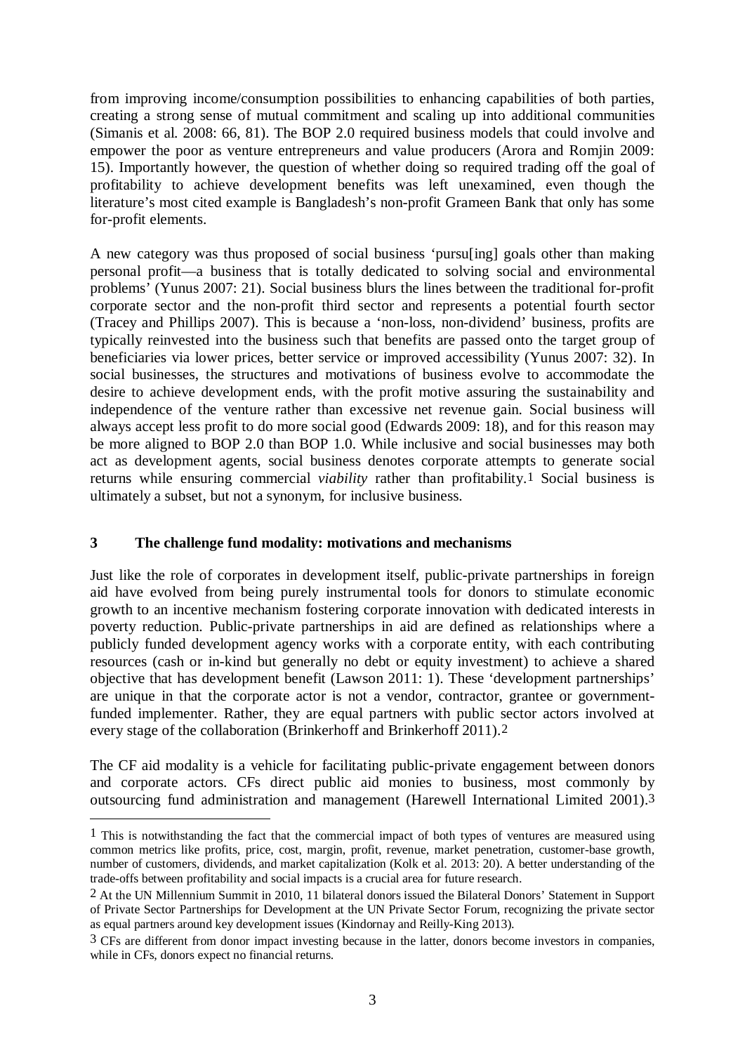from improving income/consumption possibilities to enhancing capabilities of both parties, creating a strong sense of mutual commitment and scaling up into additional communities (Simanis et al. 2008: 66, 81). The BOP 2.0 required business models that could involve and empower the poor as venture entrepreneurs and value producers (Arora and Romjin 2009: 15). Importantly however, the question of whether doing so required trading off the goal of profitability to achieve development benefits was left unexamined, even though the literature's most cited example is Bangladesh's non-profit Grameen Bank that only has some for-profit elements.

A new category was thus proposed of social business 'pursu[ing] goals other than making personal profit—a business that is totally dedicated to solving social and environmental problems' (Yunus 2007: 21). Social business blurs the lines between the traditional for-profit corporate sector and the non-profit third sector and represents a potential fourth sector (Tracey and Phillips 2007). This is because a 'non-loss, non-dividend' business, profits are typically reinvested into the business such that benefits are passed onto the target group of beneficiaries via lower prices, better service or improved accessibility (Yunus 2007: 32). In social businesses, the structures and motivations of business evolve to accommodate the desire to achieve development ends, with the profit motive assuring the sustainability and independence of the venture rather than excessive net revenue gain. Social business will always accept less profit to do more social good (Edwards 2009: 18), and for this reason may be more aligned to BOP 2.0 than BOP 1.0. While inclusive and social businesses may both act as development agents, social business denotes corporate attempts to generate social returns while ensuring commercial *viability* rather than profitability.[1] Social business is ultimately a subset, but not a synonym, for inclusive business.

## 3 The challenge fund modality: motivations and mechanisms

Just like the role of corporates in development itself, public-private partnerships in foreign aid have evolved from being purely instrumental tools for donors to stimulate economic growth to an incentive mechanism fostering corporate innovation with dedicated interests in poverty reduction. Public-private partnerships in aid are defined as relationships where a publicly funded development agency works with a corporate entity, with each contributing resources (cash or in-kind but generally no debt or equity investment) to achieve a shared objective that has development benefit (Lawson 2011: 1). These 'development partnerships' are unique in that the corporate actor is not a vendor, contractor, grantee or government-funded implementer. Rather, they are equal partners with public sector actors involved at every stage of the collaboration (Brinkerhoff and Brinkerhoff 2011).[2]

The CF aid modality is a vehicle for facilitating public-private engagement between donors and corporate actors. CFs direct public aid monies to business, most commonly by outsourcing fund administration and management (Harewell International Limited 2001).[3]

[1] This is notwithstanding the fact that the commercial impact of both types of ventures are measured using common metrics like profits, price, cost, margin, profit, revenue, market penetration, customer-base growth, number of customers, dividends, and market capitalization (Kolk et al. 2013: 20). A better understanding of the trade-offs between profitability and social impacts is a crucial area for future research.

[2] At the UN Millennium Summit in 2010, 11 bilateral donors issued the Bilateral Donors' Statement in Support of Private Sector Partnerships for Development at the UN Private Sector Forum, recognizing the private sector as equal partners around key development issues (Kindornay and Reilly-King 2013).

[3] CFs are different from donor impact investing because in the latter, donors become investors in companies, while in CFs, donors expect no financial returns.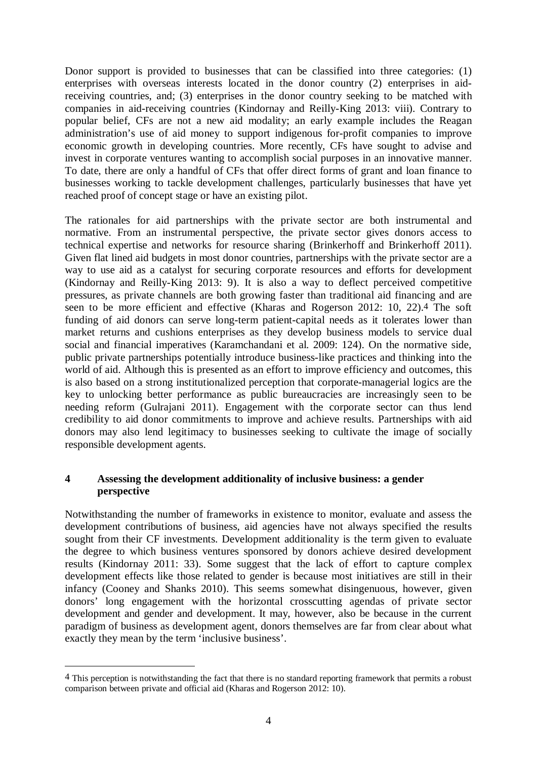Donor support is provided to businesses that can be classified into three categories: (1) enterprises with overseas interests located in the donor country (2) enterprises in aid-receiving countries, and; (3) enterprises in the donor country seeking to be matched with companies in aid-receiving countries (Kindornay and Reilly-King 2013: viii). Contrary to popular belief, CFs are not a new aid modality; an early example includes the Reagan administration's use of aid money to support indigenous for-profit companies to improve economic growth in developing countries. More recently, CFs have sought to advise and invest in corporate ventures wanting to accomplish social purposes in an innovative manner. To date, there are only a handful of CFs that offer direct forms of grant and loan finance to businesses working to tackle development challenges, particularly businesses that have yet reached proof of concept stage or have an existing pilot.

The rationales for aid partnerships with the private sector are both instrumental and normative. From an instrumental perspective, the private sector gives donors access to technical expertise and networks for resource sharing (Brinkerhoff and Brinkerhoff 2011). Given flat lined aid budgets in most donor countries, partnerships with the private sector are a way to use aid as a catalyst for securing corporate resources and efforts for development (Kindornay and Reilly-King 2013: 9). It is also a way to deflect perceived competitive pressures, as private channels are both growing faster than traditional aid financing and are seen to be more efficient and effective (Kharas and Rogerson 2012: 10, 22).[4] The soft funding of aid donors can serve long-term patient-capital needs as it tolerates lower than market returns and cushions enterprises as they develop business models to service dual social and financial imperatives (Karamchandani et al. 2009: 124). On the normative side, public private partnerships potentially introduce business-like practices and thinking into the world of aid. Although this is presented as an effort to improve efficiency and outcomes, this is also based on a strong institutionalized perception that corporate-managerial logics are the key to unlocking better performance as public bureaucracies are increasingly seen to be needing reform (Gulrajani 2011). Engagement with the corporate sector can thus lend credibility to aid donor commitments to improve and achieve results. Partnerships with aid donors may also lend legitimacy to businesses seeking to cultivate the image of socially responsible development agents.

## 4 Assessing the development additionality of inclusive business: a gender perspective

Notwithstanding the number of frameworks in existence to monitor, evaluate and assess the development contributions of business, aid agencies have not always specified the results sought from their CF investments. Development additionality is the term given to evaluate the degree to which business ventures sponsored by donors achieve desired development results (Kindornay 2011: 33). Some suggest that the lack of effort to capture complex development effects like those related to gender is because most initiatives are still in their infancy (Cooney and Shanks 2010). This seems somewhat disingenuous, however, given donors' long engagement with the horizontal crosscutting agendas of private sector development and gender and development. It may, however, also be because in the current paradigm of business as development agent, donors themselves are far from clear about what exactly they mean by the term 'inclusive business'.

[4] This perception is notwithstanding the fact that there is no standard reporting framework that permits a robust comparison between private and official aid (Kharas and Rogerson 2012: 10).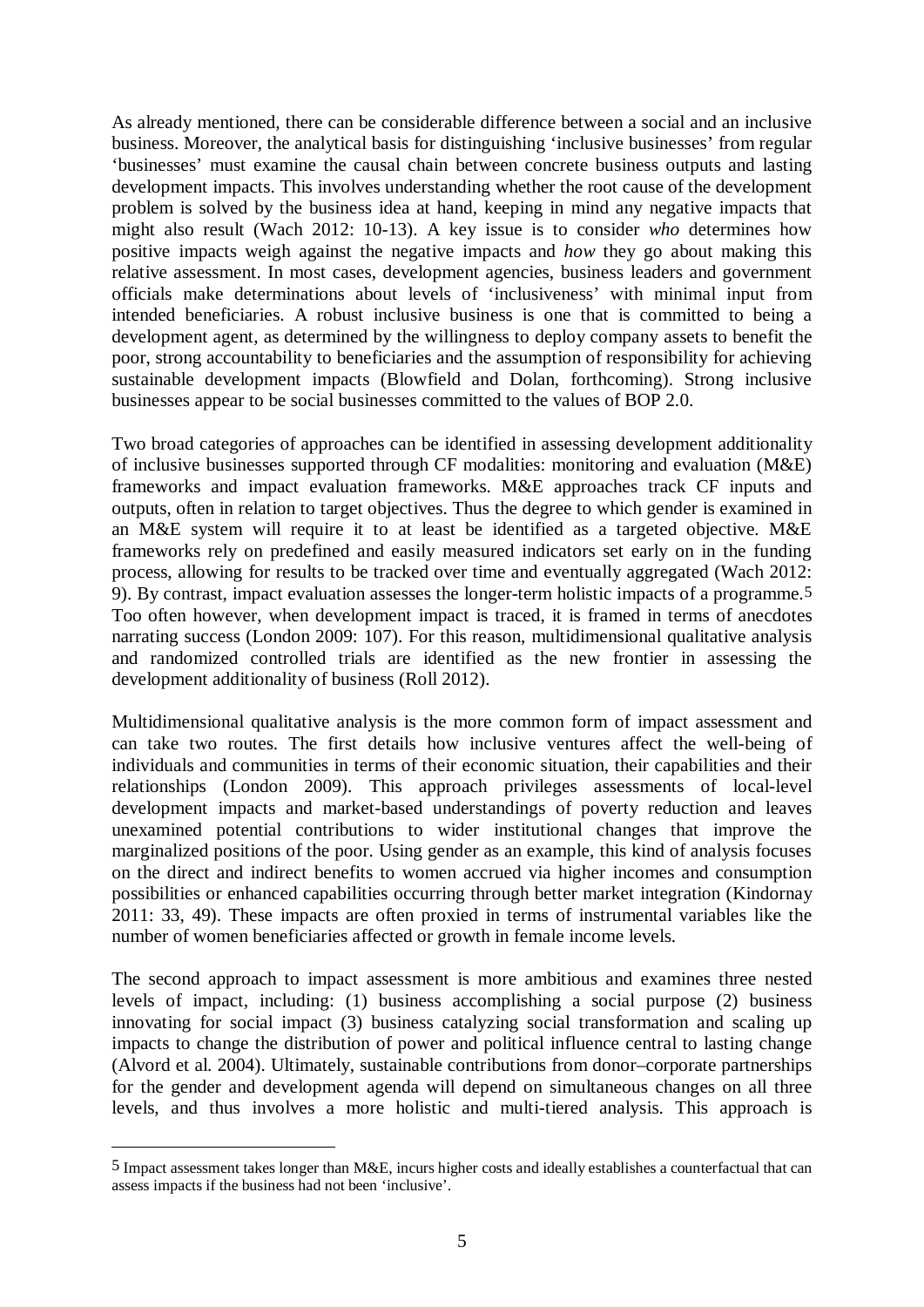As already mentioned, there can be considerable difference between a social and an inclusive business. Moreover, the analytical basis for distinguishing 'inclusive businesses' from regular 'businesses' must examine the causal chain between concrete business outputs and lasting development impacts. This involves understanding whether the root cause of the development problem is solved by the business idea at hand, keeping in mind any negative impacts that might also result (Wach 2012: 10-13). A key issue is to consider *who* determines how positive impacts weigh against the negative impacts and *how* they go about making this relative assessment. In most cases, development agencies, business leaders and government officials make determinations about levels of 'inclusiveness' with minimal input from intended beneficiaries. A robust inclusive business is one that is committed to being a development agent, as determined by the willingness to deploy company assets to benefit the poor, strong accountability to beneficiaries and the assumption of responsibility for achieving sustainable development impacts (Blowfield and Dolan, forthcoming). Strong inclusive businesses appear to be social businesses committed to the values of BOP 2.0.

Two broad categories of approaches can be identified in assessing development additionality of inclusive businesses supported through CF modalities: monitoring and evaluation (M&E) frameworks and impact evaluation frameworks. M&E approaches track CF inputs and outputs, often in relation to target objectives. Thus the degree to which gender is examined in an M&E system will require it to at least be identified as a targeted objective. M&E frameworks rely on predefined and easily measured indicators set early on in the funding process, allowing for results to be tracked over time and eventually aggregated (Wach 2012: 9). By contrast, impact evaluation assesses the longer-term holistic impacts of a programme.[5] Too often however, when development impact is traced, it is framed in terms of anecdotes narrating success (London 2009: 107). For this reason, multidimensional qualitative analysis and randomized controlled trials are identified as the new frontier in assessing the development additionality of business (Roll 2012).

Multidimensional qualitative analysis is the more common form of impact assessment and can take two routes. The first details how inclusive ventures affect the well-being of individuals and communities in terms of their economic situation, their capabilities and their relationships (London 2009). This approach privileges assessments of local-level development impacts and market-based understandings of poverty reduction and leaves unexamined potential contributions to wider institutional changes that improve the marginalized positions of the poor. Using gender as an example, this kind of analysis focuses on the direct and indirect benefits to women accrued via higher incomes and consumption possibilities or enhanced capabilities occurring through better market integration (Kindornay 2011: 33, 49). These impacts are often proxied in terms of instrumental variables like the number of women beneficiaries affected or growth in female income levels.

The second approach to impact assessment is more ambitious and examines three nested levels of impact, including: (1) business accomplishing a social purpose (2) business innovating for social impact (3) business catalyzing social transformation and scaling up impacts to change the distribution of power and political influence central to lasting change (Alvord et al. 2004). Ultimately, sustainable contributions from donor–corporate partnerships for the gender and development agenda will depend on simultaneous changes on all three levels, and thus involves a more holistic and multi-tiered analysis. This approach is

---

[5] Impact assessment takes longer than M&E, incurs higher costs and ideally establishes a counterfactual that can assess impacts if the business had not been 'inclusive'.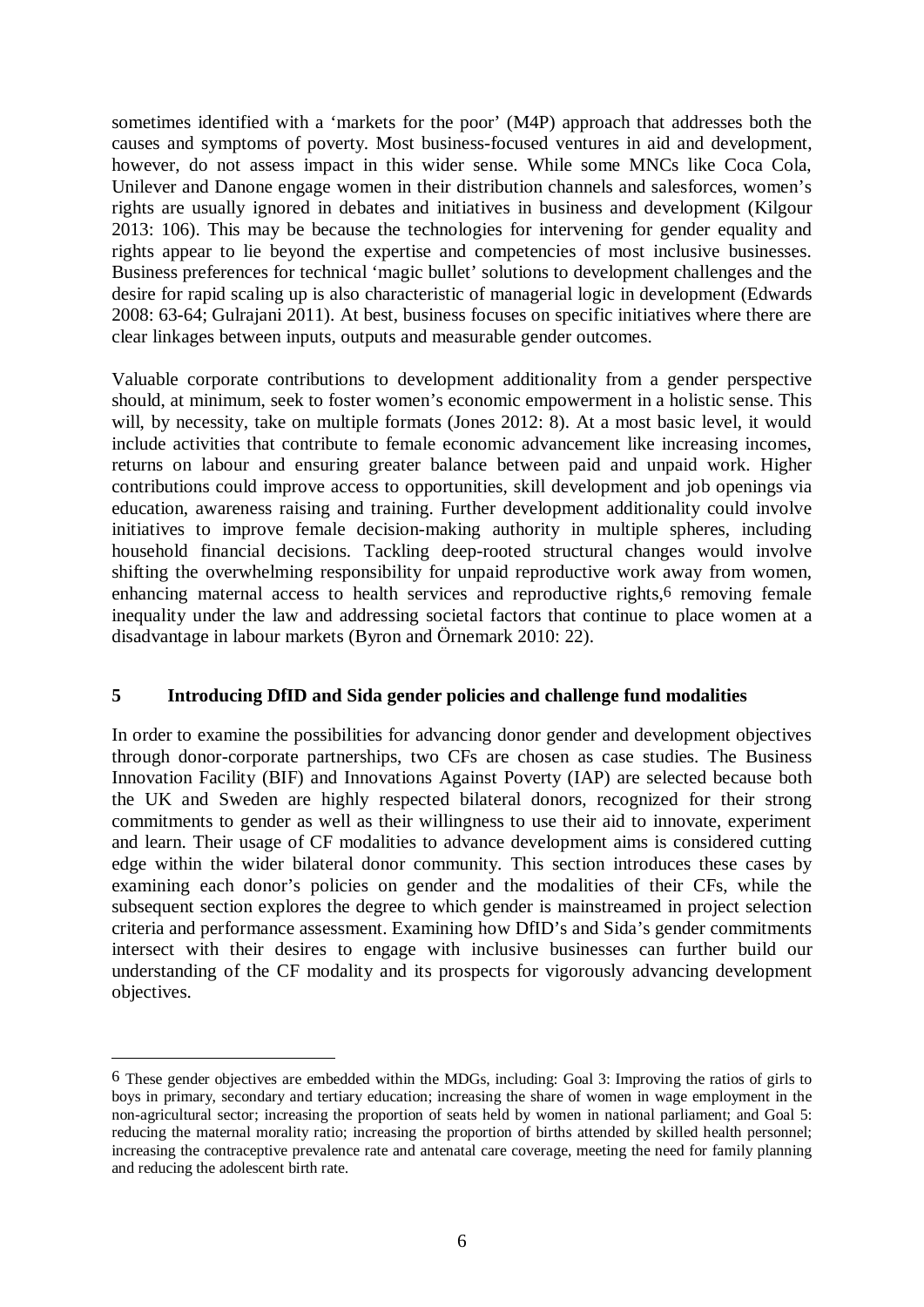sometimes identified with a 'markets for the poor' (M4P) approach that addresses both the causes and symptoms of poverty. Most business-focused ventures in aid and development, however, do not assess impact in this wider sense. While some MNCs like Coca Cola, Unilever and Danone engage women in their distribution channels and salesforces, women's rights are usually ignored in debates and initiatives in business and development (Kilgour 2013: 106). This may be because the technologies for intervening for gender equality and rights appear to lie beyond the expertise and competencies of most inclusive businesses. Business preferences for technical 'magic bullet' solutions to development challenges and the desire for rapid scaling up is also characteristic of managerial logic in development (Edwards 2008: 63-64; Gulrajani 2011). At best, business focuses on specific initiatives where there are clear linkages between inputs, outputs and measurable gender outcomes.

Valuable corporate contributions to development additionality from a gender perspective should, at minimum, seek to foster women's economic empowerment in a holistic sense. This will, by necessity, take on multiple formats (Jones 2012: 8). At a most basic level, it would include activities that contribute to female economic advancement like increasing incomes, returns on labour and ensuring greater balance between paid and unpaid work. Higher contributions could improve access to opportunities, skill development and job openings via education, awareness raising and training. Further development additionality could involve initiatives to improve female decision-making authority in multiple spheres, including household financial decisions. Tackling deep-rooted structural changes would involve shifting the overwhelming responsibility for unpaid reproductive work away from women, enhancing maternal access to health services and reproductive rights,[6] removing female inequality under the law and addressing societal factors that continue to place women at a disadvantage in labour markets (Byron and Örnemark 2010: 22).

## 5 Introducing DfID and Sida gender policies and challenge fund modalities

In order to examine the possibilities for advancing donor gender and development objectives through donor-corporate partnerships, two CFs are chosen as case studies. The Business Innovation Facility (BIF) and Innovations Against Poverty (IAP) are selected because both the UK and Sweden are highly respected bilateral donors, recognized for their strong commitments to gender as well as their willingness to use their aid to innovate, experiment and learn. Their usage of CF modalities to advance development aims is considered cutting edge within the wider bilateral donor community. This section introduces these cases by examining each donor's policies on gender and the modalities of their CFs, while the subsequent section explores the degree to which gender is mainstreamed in project selection criteria and performance assessment. Examining how DfID's and Sida's gender commitments intersect with their desires to engage with inclusive businesses can further build our understanding of the CF modality and its prospects for vigorously advancing development objectives.

---

[6] These gender objectives are embedded within the MDGs, including: Goal 3: Improving the ratios of girls to boys in primary, secondary and tertiary education; increasing the share of women in wage employment in the non-agricultural sector; increasing the proportion of seats held by women in national parliament; and Goal 5: reducing the maternal morality ratio; increasing the proportion of births attended by skilled health personnel; increasing the contraceptive prevalence rate and antenatal care coverage, meeting the need for family planning and reducing the adolescent birth rate.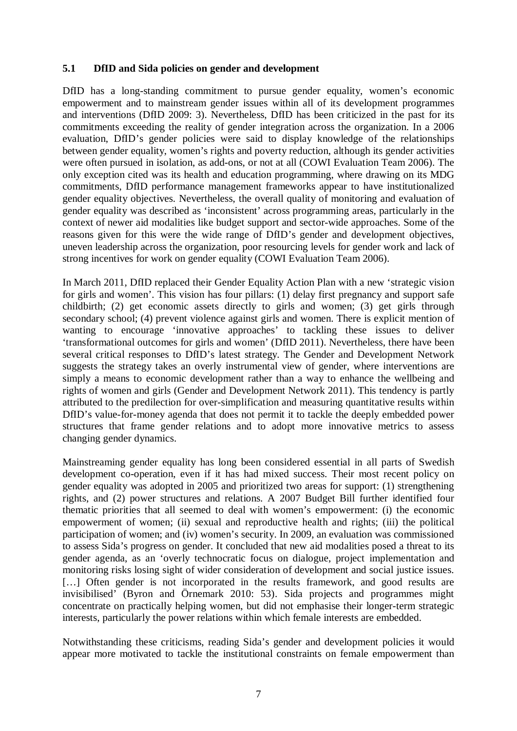### 5.1 DfID and Sida policies on gender and development

DfID has a long-standing commitment to pursue gender equality, women's economic empowerment and to mainstream gender issues within all of its development programmes and interventions (DfID 2009: 3). Nevertheless, DfID has been criticized in the past for its commitments exceeding the reality of gender integration across the organization. In a 2006 evaluation, DfID's gender policies were said to display knowledge of the relationships between gender equality, women's rights and poverty reduction, although its gender activities were often pursued in isolation, as add-ons, or not at all (COWI Evaluation Team 2006). The only exception cited was its health and education programming, where drawing on its MDG commitments, DfID performance management frameworks appear to have institutionalized gender equality objectives. Nevertheless, the overall quality of monitoring and evaluation of gender equality was described as 'inconsistent' across programming areas, particularly in the context of newer aid modalities like budget support and sector-wide approaches. Some of the reasons given for this were the wide range of DfID's gender and development objectives, uneven leadership across the organization, poor resourcing levels for gender work and lack of strong incentives for work on gender equality (COWI Evaluation Team 2006).

In March 2011, DfID replaced their Gender Equality Action Plan with a new 'strategic vision for girls and women'. This vision has four pillars: (1) delay first pregnancy and support safe childbirth; (2) get economic assets directly to girls and women; (3) get girls through secondary school; (4) prevent violence against girls and women. There is explicit mention of wanting to encourage 'innovative approaches' to tackling these issues to deliver 'transformational outcomes for girls and women' (DfID 2011). Nevertheless, there have been several critical responses to DfID's latest strategy. The Gender and Development Network suggests the strategy takes an overly instrumental view of gender, where interventions are simply a means to economic development rather than a way to enhance the wellbeing and rights of women and girls (Gender and Development Network 2011). This tendency is partly attributed to the predilection for over-simplification and measuring quantitative results within DfID's value-for-money agenda that does not permit it to tackle the deeply embedded power structures that frame gender relations and to adopt more innovative metrics to assess changing gender dynamics.

Mainstreaming gender equality has long been considered essential in all parts of Swedish development co-operation, even if it has had mixed success. Their most recent policy on gender equality was adopted in 2005 and prioritized two areas for support: (1) strengthening rights, and (2) power structures and relations. A 2007 Budget Bill further identified four thematic priorities that all seemed to deal with women's empowerment: (i) the economic empowerment of women; (ii) sexual and reproductive health and rights; (iii) the political participation of women; and (iv) women's security. In 2009, an evaluation was commissioned to assess Sida's progress on gender. It concluded that new aid modalities posed a threat to its gender agenda, as an 'overly technocratic focus on dialogue, project implementation and monitoring risks losing sight of wider consideration of development and social justice issues. [...] Often gender is not incorporated in the results framework, and good results are invisibilised' (Byron and Örnemark 2010: 53). Sida projects and programmes might concentrate on practically helping women, but did not emphasise their longer-term strategic interests, particularly the power relations within which female interests are embedded.

Notwithstanding these criticisms, reading Sida's gender and development policies it would appear more motivated to tackle the institutional constraints on female empowerment than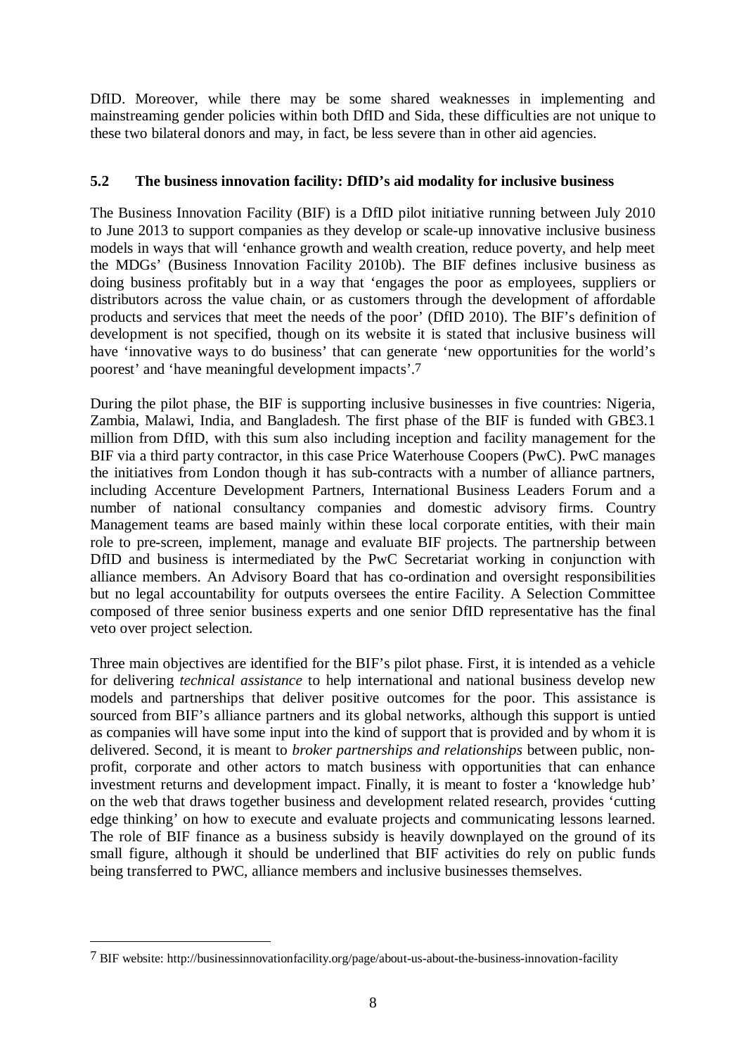DfID. Moreover, while there may be some shared weaknesses in implementing and mainstreaming gender policies within both DfID and Sida, these difficulties are not unique to these two bilateral donors and may, in fact, be less severe than in other aid agencies.

## 5.2 The business innovation facility: DfID's aid modality for inclusive business

The Business Innovation Facility (BIF) is a DfID pilot initiative running between July 2010 to June 2013 to support companies as they develop or scale-up innovative inclusive business models in ways that will 'enhance growth and wealth creation, reduce poverty, and help meet the MDGs' (Business Innovation Facility 2010b). The BIF defines inclusive business as doing business profitably but in a way that 'engages the poor as employees, suppliers or distributors across the value chain, or as customers through the development of affordable products and services that meet the needs of the poor' (DfID 2010). The BIF's definition of development is not specified, though on its website it is stated that inclusive business will have 'innovative ways to do business' that can generate 'new opportunities for the world's poorest' and 'have meaningful development impacts'.[7]

During the pilot phase, the BIF is supporting inclusive businesses in five countries: Nigeria, Zambia, Malawi, India, and Bangladesh. The first phase of the BIF is funded with GB£3.1 million from DfID, with this sum also including inception and facility management for the BIF via a third party contractor, in this case Price Waterhouse Coopers (PwC). PwC manages the initiatives from London though it has sub-contracts with a number of alliance partners, including Accenture Development Partners, International Business Leaders Forum and a number of national consultancy companies and domestic advisory firms. Country Management teams are based mainly within these local corporate entities, with their main role to pre-screen, implement, manage and evaluate BIF projects. The partnership between DfID and business is intermediated by the PwC Secretariat working in conjunction with alliance members. An Advisory Board that has co-ordination and oversight responsibilities but no legal accountability for outputs oversees the entire Facility. A Selection Committee composed of three senior business experts and one senior DfID representative has the final veto over project selection.

Three main objectives are identified for the BIF's pilot phase. First, it is intended as a vehicle for delivering *technical assistance* to help international and national business develop new models and partnerships that deliver positive outcomes for the poor. This assistance is sourced from BIF's alliance partners and its global networks, although this support is untied as companies will have some input into the kind of support that is provided and by whom it is delivered. Second, it is meant to *broker partnerships and relationships* between public, non-profit, corporate and other actors to match business with opportunities that can enhance investment returns and development impact. Finally, it is meant to foster a 'knowledge hub' on the web that draws together business and development related research, provides 'cutting edge thinking' on how to execute and evaluate projects and communicating lessons learned. The role of BIF finance as a business subsidy is heavily downplayed on the ground of its small figure, although it should be underlined that BIF activities do rely on public funds being transferred to PWC, alliance members and inclusive businesses themselves.

---

[7] BIF website: http://businessinnovationfacility.org/page/about-us-about-the-business-innovation-facility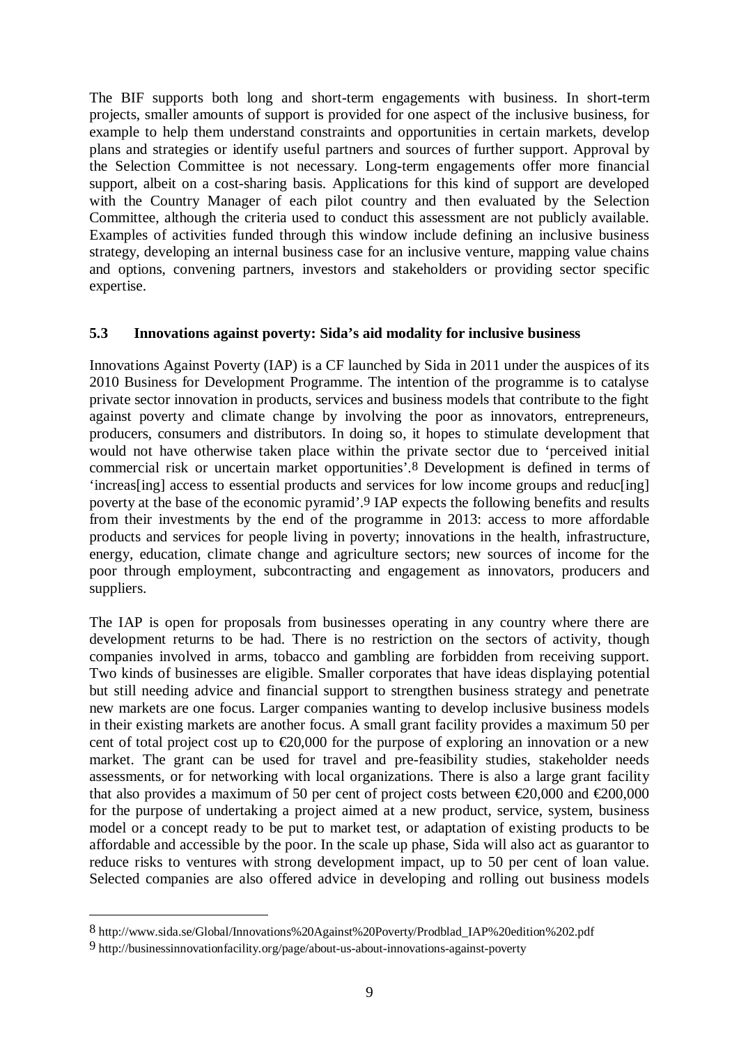The BIF supports both long and short-term engagements with business. In short-term projects, smaller amounts of support is provided for one aspect of the inclusive business, for example to help them understand constraints and opportunities in certain markets, develop plans and strategies or identify useful partners and sources of further support. Approval by the Selection Committee is not necessary. Long-term engagements offer more financial support, albeit on a cost-sharing basis. Applications for this kind of support are developed with the Country Manager of each pilot country and then evaluated by the Selection Committee, although the criteria used to conduct this assessment are not publicly available. Examples of activities funded through this window include defining an inclusive business strategy, developing an internal business case for an inclusive venture, mapping value chains and options, convening partners, investors and stakeholders or providing sector specific expertise.

### 5.3 Innovations against poverty: Sida's aid modality for inclusive business

Innovations Against Poverty (IAP) is a CF launched by Sida in 2011 under the auspices of its 2010 Business for Development Programme. The intention of the programme is to catalyse private sector innovation in products, services and business models that contribute to the fight against poverty and climate change by involving the poor as innovators, entrepreneurs, producers, consumers and distributors. In doing so, it hopes to stimulate development that would not have otherwise taken place within the private sector due to 'perceived initial commercial risk or uncertain market opportunities'.[8] Development is defined in terms of 'increas[ing] access to essential products and services for low income groups and reduc[ing] poverty at the base of the economic pyramid'.[9] IAP expects the following benefits and results from their investments by the end of the programme in 2013: access to more affordable products and services for people living in poverty; innovations in the health, infrastructure, energy, education, climate change and agriculture sectors; new sources of income for the poor through employment, subcontracting and engagement as innovators, producers and suppliers.

The IAP is open for proposals from businesses operating in any country where there are development returns to be had. There is no restriction on the sectors of activity, though companies involved in arms, tobacco and gambling are forbidden from receiving support. Two kinds of businesses are eligible. Smaller corporates that have ideas displaying potential but still needing advice and financial support to strengthen business strategy and penetrate new markets are one focus. Larger companies wanting to develop inclusive business models in their existing markets are another focus. A small grant facility provides a maximum 50 per cent of total project cost up to €20,000 for the purpose of exploring an innovation or a new market. The grant can be used for travel and pre-feasibility studies, stakeholder needs assessments, or for networking with local organizations. There is also a large grant facility that also provides a maximum of 50 per cent of project costs between €20,000 and €200,000 for the purpose of undertaking a project aimed at a new product, service, system, business model or a concept ready to be put to market test, or adaptation of existing products to be affordable and accessible by the poor. In the scale up phase, Sida will also act as guarantor to reduce risks to ventures with strong development impact, up to 50 per cent of loan value. Selected companies are also offered advice in developing and rolling out business models

---

[8] http://www.sida.se/Global/Innovations%20Against%20Poverty/Prodblad_IAP%20edition%202.pdf

[9] http://businessinnovationfacility.org/page/about-us-about-innovations-against-poverty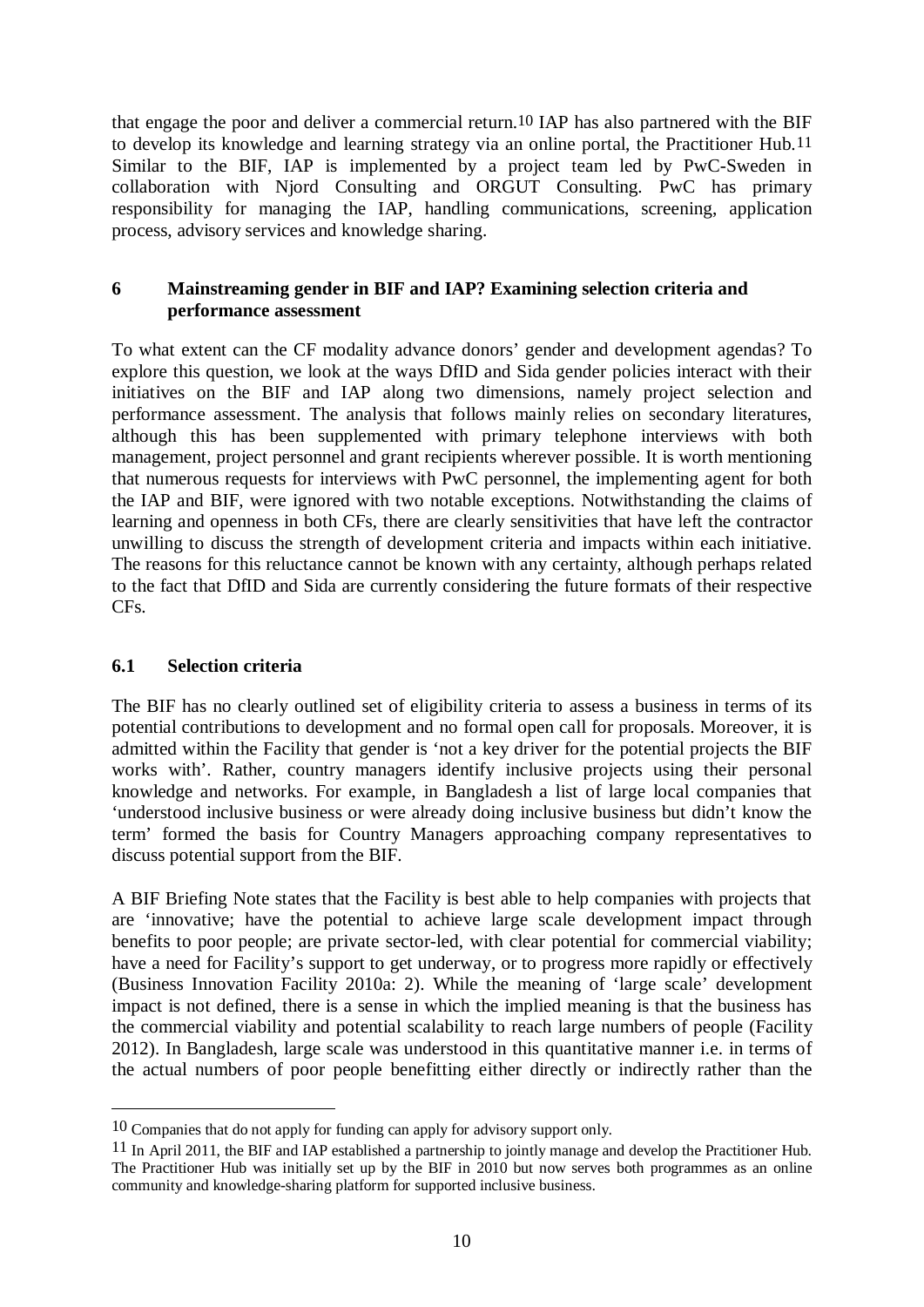that engage the poor and deliver a commercial return.[10] IAP has also partnered with the BIF to develop its knowledge and learning strategy via an online portal, the Practitioner Hub.[11] Similar to the BIF, IAP is implemented by a project team led by PwC-Sweden in collaboration with Njord Consulting and ORGUT Consulting. PwC has primary responsibility for managing the IAP, handling communications, screening, application process, advisory services and knowledge sharing.

## 6 Mainstreaming gender in BIF and IAP? Examining selection criteria and performance assessment

To what extent can the CF modality advance donors' gender and development agendas? To explore this question, we look at the ways DfID and Sida gender policies interact with their initiatives on the BIF and IAP along two dimensions, namely project selection and performance assessment. The analysis that follows mainly relies on secondary literatures, although this has been supplemented with primary telephone interviews with both management, project personnel and grant recipients wherever possible. It is worth mentioning that numerous requests for interviews with PwC personnel, the implementing agent for both the IAP and BIF, were ignored with two notable exceptions. Notwithstanding the claims of learning and openness in both CFs, there are clearly sensitivities that have left the contractor unwilling to discuss the strength of development criteria and impacts within each initiative. The reasons for this reluctance cannot be known with any certainty, although perhaps related to the fact that DfID and Sida are currently considering the future formats of their respective CFs.

### 6.1 Selection criteria

The BIF has no clearly outlined set of eligibility criteria to assess a business in terms of its potential contributions to development and no formal open call for proposals. Moreover, it is admitted within the Facility that gender is 'not a key driver for the potential projects the BIF works with'. Rather, country managers identify inclusive projects using their personal knowledge and networks. For example, in Bangladesh a list of large local companies that 'understood inclusive business or were already doing inclusive business but didn't know the term' formed the basis for Country Managers approaching company representatives to discuss potential support from the BIF.

A BIF Briefing Note states that the Facility is best able to help companies with projects that are 'innovative; have the potential to achieve large scale development impact through benefits to poor people; are private sector-led, with clear potential for commercial viability; have a need for Facility's support to get underway, or to progress more rapidly or effectively (Business Innovation Facility 2010a: 2). While the meaning of 'large scale' development impact is not defined, there is a sense in which the implied meaning is that the business has the commercial viability and potential scalability to reach large numbers of people (Facility 2012). In Bangladesh, large scale was understood in this quantitative manner i.e. in terms of the actual numbers of poor people benefitting either directly or indirectly rather than the

---

[10] Companies that do not apply for funding can apply for advisory support only.

[11] In April 2011, the BIF and IAP established a partnership to jointly manage and develop the Practitioner Hub. The Practitioner Hub was initially set up by the BIF in 2010 but now serves both programmes as an online community and knowledge-sharing platform for supported inclusive business.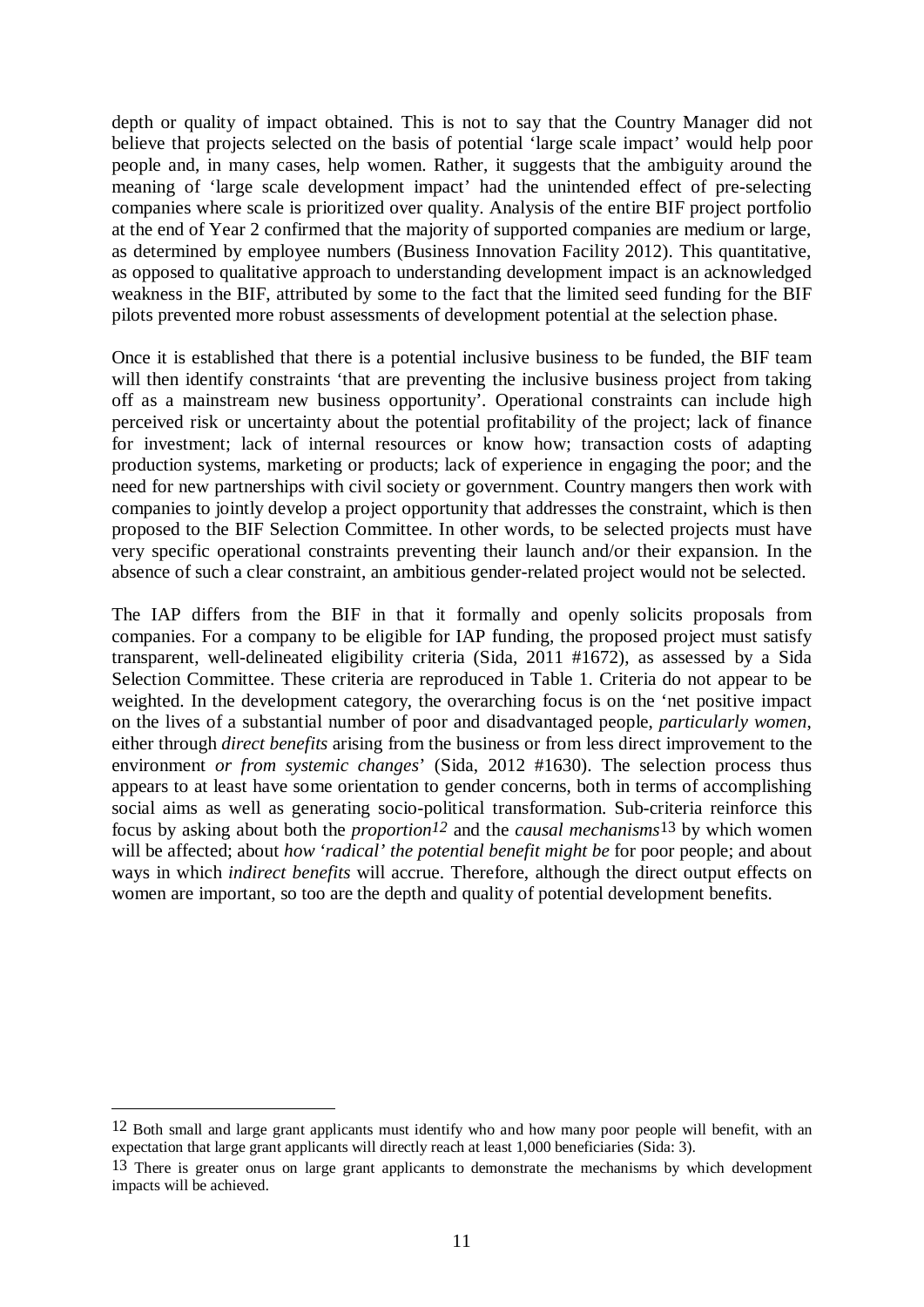depth or quality of impact obtained. This is not to say that the Country Manager did not believe that projects selected on the basis of potential 'large scale impact' would help poor people and, in many cases, help women. Rather, it suggests that the ambiguity around the meaning of 'large scale development impact' had the unintended effect of pre-selecting companies where scale is prioritized over quality. Analysis of the entire BIF project portfolio at the end of Year 2 confirmed that the majority of supported companies are medium or large, as determined by employee numbers (Business Innovation Facility 2012). This quantitative, as opposed to qualitative approach to understanding development impact is an acknowledged weakness in the BIF, attributed by some to the fact that the limited seed funding for the BIF pilots prevented more robust assessments of development potential at the selection phase.

Once it is established that there is a potential inclusive business to be funded, the BIF team will then identify constraints 'that are preventing the inclusive business project from taking off as a mainstream new business opportunity'. Operational constraints can include high perceived risk or uncertainty about the potential profitability of the project; lack of finance for investment; lack of internal resources or know how; transaction costs of adapting production systems, marketing or products; lack of experience in engaging the poor; and the need for new partnerships with civil society or government. Country mangers then work with companies to jointly develop a project opportunity that addresses the constraint, which is then proposed to the BIF Selection Committee. In other words, to be selected projects must have very specific operational constraints preventing their launch and/or their expansion. In the absence of such a clear constraint, an ambitious gender-related project would not be selected.

The IAP differs from the BIF in that it formally and openly solicits proposals from companies. For a company to be eligible for IAP funding, the proposed project must satisfy transparent, well-delineated eligibility criteria (Sida, 2011 #1672), as assessed by a Sida Selection Committee. These criteria are reproduced in Table 1. Criteria do not appear to be weighted. In the development category, the overarching focus is on the 'net positive impact on the lives of a substantial number of poor and disadvantaged people, *particularly women*, either through *direct benefits* arising from the business or from less direct improvement to the environment *or from systemic changes*' (Sida, 2012 #1630). The selection process thus appears to at least have some orientation to gender concerns, both in terms of accomplishing social aims as well as generating socio-political transformation. Sub-criteria reinforce this focus by asking about both the *proportion*[12] and the *causal mechanisms*[13] by which women will be affected; about *how 'radical' the potential benefit might be* for poor people; and about ways in which *indirect benefits* will accrue. Therefore, although the direct output effects on women are important, so too are the depth and quality of potential development benefits.

---

[12] Both small and large grant applicants must identify who and how many poor people will benefit, with an expectation that large grant applicants will directly reach at least 1,000 beneficiaries (Sida: 3).

[13] There is greater onus on large grant applicants to demonstrate the mechanisms by which development impacts will be achieved.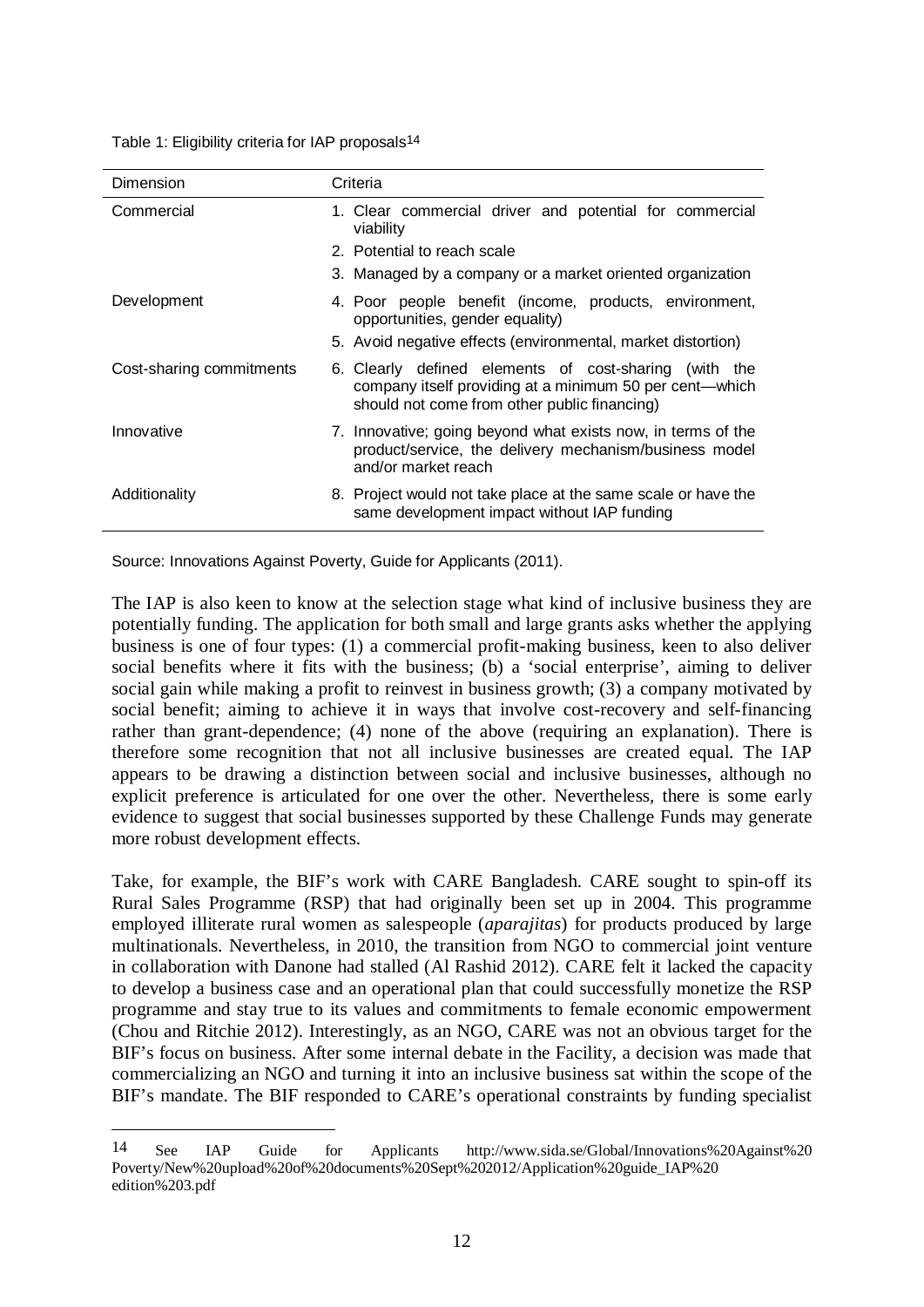Table 1: Eligibility criteria for IAP proposals[14]

| Dimension | Criteria |
|---|---|
| Commercial | 1. Clear commercial driver and potential for commercial viability<br>2. Potential to reach scale<br>3. Managed by a company or a market oriented organization |
| Development | 4. Poor people benefit (income, products, environment, opportunities, gender equality)<br>5. Avoid negative effects (environmental, market distortion) |
| Cost-sharing commitments | 6. Clearly defined elements of cost-sharing (with the company itself providing at a minimum 50 per cent—which should not come from other public financing) |
| Innovative | 7. Innovative; going beyond what exists now, in terms of the product/service, the delivery mechanism/business model and/or market reach |
| Additionality | 8. Project would not take place at the same scale or have the same development impact without IAP funding |

Source: Innovations Against Poverty, Guide for Applicants (2011).

The IAP is also keen to know at the selection stage what kind of inclusive business they are potentially funding. The application for both small and large grants asks whether the applying business is one of four types: (1) a commercial profit-making business, keen to also deliver social benefits where it fits with the business; (b) a 'social enterprise', aiming to deliver social gain while making a profit to reinvest in business growth; (3) a company motivated by social benefit; aiming to achieve it in ways that involve cost-recovery and self-financing rather than grant-dependence; (4) none of the above (requiring an explanation). There is therefore some recognition that not all inclusive businesses are created equal. The IAP appears to be drawing a distinction between social and inclusive businesses, although no explicit preference is articulated for one over the other. Nevertheless, there is some early evidence to suggest that social businesses supported by these Challenge Funds may generate more robust development effects.

Take, for example, the BIF's work with CARE Bangladesh. CARE sought to spin-off its Rural Sales Programme (RSP) that had originally been set up in 2004. This programme employed illiterate rural women as salespeople (*aparajitas*) for products produced by large multinationals. Nevertheless, in 2010, the transition from NGO to commercial joint venture in collaboration with Danone had stalled (Al Rashid 2012). CARE felt it lacked the capacity to develop a business case and an operational plan that could successfully monetize the RSP programme and stay true to its values and commitments to female economic empowerment (Chou and Ritchie 2012). Interestingly, as an NGO, CARE was not an obvious target for the BIF's focus on business. After some internal debate in the Facility, a decision was made that commercializing an NGO and turning it into an inclusive business sat within the scope of the BIF's mandate. The BIF responded to CARE's operational constraints by funding specialist

14 See IAP Guide for Applicants http://www.sida.se/Global/Innovations%20Against%20Poverty/New%20upload%20of%20documents%20Sept%202012/Application%20guide_IAP%20edition%203.pdf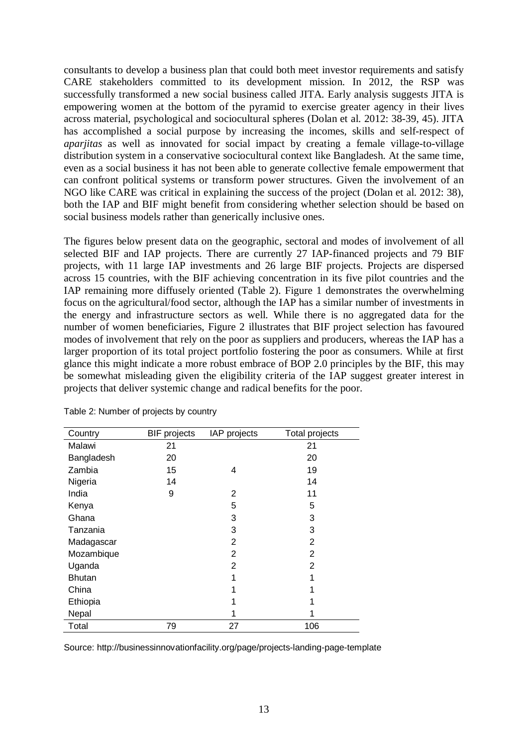consultants to develop a business plan that could both meet investor requirements and satisfy CARE stakeholders committed to its development mission. In 2012, the RSP was successfully transformed a new social business called JITA. Early analysis suggests JITA is empowering women at the bottom of the pyramid to exercise greater agency in their lives across material, psychological and sociocultural spheres (Dolan et al. 2012: 38-39, 45). JITA has accomplished a social purpose by increasing the incomes, skills and self-respect of *aparjitas* as well as innovated for social impact by creating a female village-to-village distribution system in a conservative sociocultural context like Bangladesh. At the same time, even as a social business it has not been able to generate collective female empowerment that can confront political systems or transform power structures. Given the involvement of an NGO like CARE was critical in explaining the success of the project (Dolan et al. 2012: 38), both the IAP and BIF might benefit from considering whether selection should be based on social business models rather than generically inclusive ones.

The figures below present data on the geographic, sectoral and modes of involvement of all selected BIF and IAP projects. There are currently 27 IAP-financed projects and 79 BIF projects, with 11 large IAP investments and 26 large BIF projects. Projects are dispersed across 15 countries, with the BIF achieving concentration in its five pilot countries and the IAP remaining more diffusely oriented (Table 2). Figure 1 demonstrates the overwhelming focus on the agricultural/food sector, although the IAP has a similar number of investments in the energy and infrastructure sectors as well. While there is no aggregated data for the number of women beneficiaries, Figure 2 illustrates that BIF project selection has favoured modes of involvement that rely on the poor as suppliers and producers, whereas the IAP has a larger proportion of its total project portfolio fostering the poor as consumers. While at first glance this might indicate a more robust embrace of BOP 2.0 principles by the BIF, this may be somewhat misleading given the eligibility criteria of the IAP suggest greater interest in projects that deliver systemic change and radical benefits for the poor.

Table 2: Number of projects by country

| Country | BIF projects | IAP projects | Total projects |
|---|---|---|---|
| Malawi | 21 | | 21 |
| Bangladesh | 20 | | 20 |
| Zambia | 15 | 4 | 19 |
| Nigeria | 14 | | 14 |
| India | 9 | 2 | 11 |
| Kenya | | 5 | 5 |
| Ghana | | 3 | 3 |
| Tanzania | | 3 | 3 |
| Madagascar | | 2 | 2 |
| Mozambique | | 2 | 2 |
| Uganda | | 2 | 2 |
| Bhutan | | 1 | 1 |
| China | | 1 | 1 |
| Ethiopia | | 1 | 1 |
| Nepal | | 1 | 1 |
| Total | 79 | 27 | 106 |

Source: http://businessinnovationfacility.org/page/projects-landing-page-template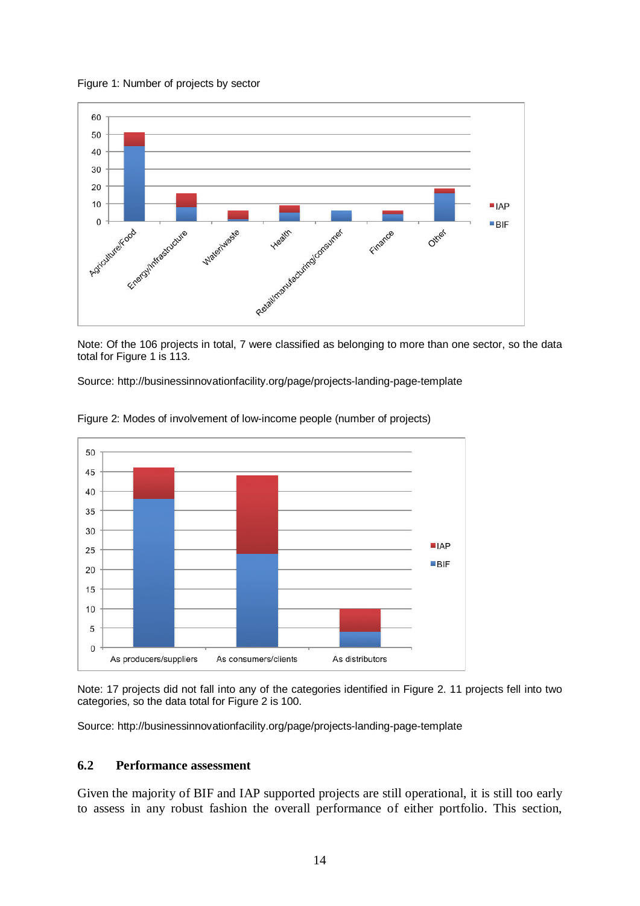Figure 1: Number of projects by sector

Note: Of the 106 projects in total, 7 were classified as belonging to more than one sector, so the data total for Figure 1 is 113.

Source: http://businessinnovationfacility.org/page/projects-landing-page-template

Figure 2: Modes of involvement of low-income people (number of projects)

Note: 17 projects did not fall into any of the categories identified in Figure 2. 11 projects fell into two categories, so the data total for Figure 2 is 100.

Source: http://businessinnovationfacility.org/page/projects-landing-page-template

### 6.2 Performance assessment

Given the majority of BIF and IAP supported projects are still operational, it is still too early to assess in any robust fashion the overall performance of either portfolio. This section,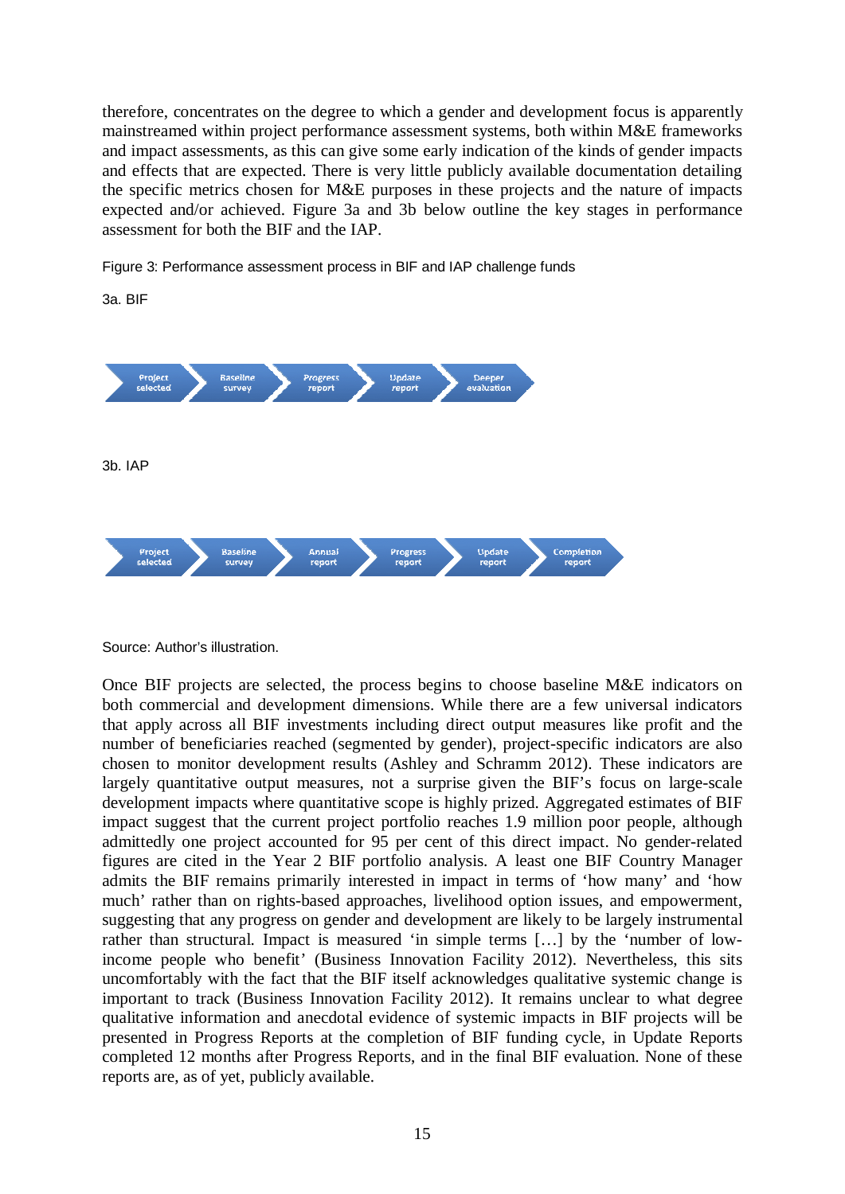therefore, concentrates on the degree to which a gender and development focus is apparently mainstreamed within project performance assessment systems, both within M&E frameworks and impact assessments, as this can give some early indication of the kinds of gender impacts and effects that are expected. There is very little publicly available documentation detailing the specific metrics chosen for M&E purposes in these projects and the nature of impacts expected and/or achieved. Figure 3a and 3b below outline the key stages in performance assessment for both the BIF and the IAP.

Figure 3: Performance assessment process in BIF and IAP challenge funds

3a. BIF

Project selected → Baseline survey → Progress report → Update report → Deeper evaluation

3b. IAP

Project selected → Baseline survey → Annual report → Progress report → Update report → Completion report

Source: Author's illustration.

Once BIF projects are selected, the process begins to choose baseline M&E indicators on both commercial and development dimensions. While there are a few universal indicators that apply across all BIF investments including direct output measures like profit and the number of beneficiaries reached (segmented by gender), project-specific indicators are also chosen to monitor development results (Ashley and Schramm 2012). These indicators are largely quantitative output measures, not a surprise given the BIF's focus on large-scale development impacts where quantitative scope is highly prized. Aggregated estimates of BIF impact suggest that the current project portfolio reaches 1.9 million poor people, although admittedly one project accounted for 95 per cent of this direct impact. No gender-related figures are cited in the Year 2 BIF portfolio analysis. A least one BIF Country Manager admits the BIF remains primarily interested in impact in terms of 'how many' and 'how much' rather than on rights-based approaches, livelihood option issues, and empowerment, suggesting that any progress on gender and development are likely to be largely instrumental rather than structural. Impact is measured 'in simple terms […] by the 'number of low-income people who benefit' (Business Innovation Facility 2012). Nevertheless, this sits uncomfortably with the fact that the BIF itself acknowledges qualitative systemic change is important to track (Business Innovation Facility 2012). It remains unclear to what degree qualitative information and anecdotal evidence of systemic impacts in BIF projects will be presented in Progress Reports at the completion of BIF funding cycle, in Update Reports completed 12 months after Progress Reports, and in the final BIF evaluation. None of these reports are, as of yet, publicly available.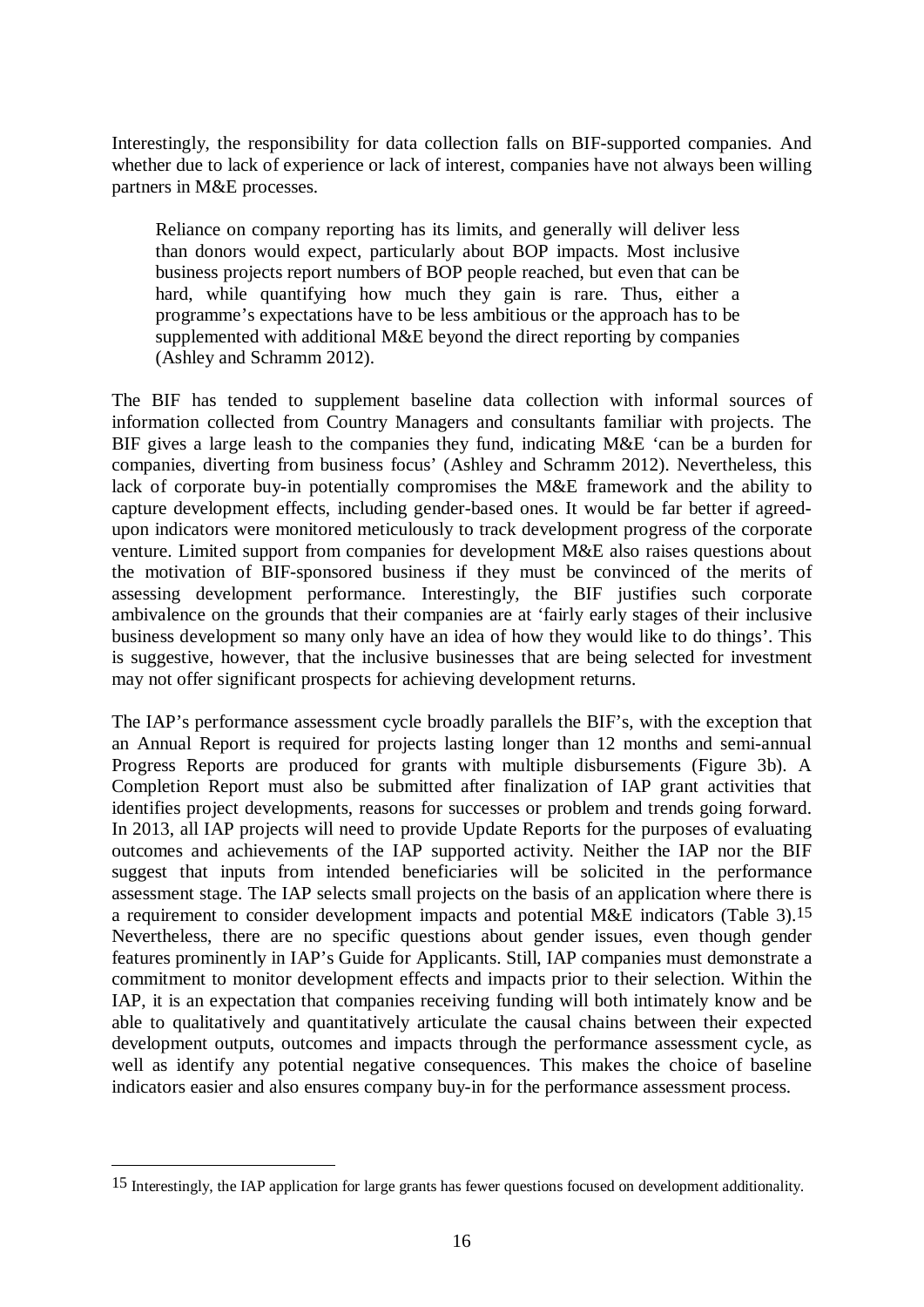Interestingly, the responsibility for data collection falls on BIF-supported companies. And whether due to lack of experience or lack of interest, companies have not always been willing partners in M&E processes.

> Reliance on company reporting has its limits, and generally will deliver less than donors would expect, particularly about BOP impacts. Most inclusive business projects report numbers of BOP people reached, but even that can be hard, while quantifying how much they gain is rare. Thus, either a programme's expectations have to be less ambitious or the approach has to be supplemented with additional M&E beyond the direct reporting by companies (Ashley and Schramm 2012).

The BIF has tended to supplement baseline data collection with informal sources of information collected from Country Managers and consultants familiar with projects. The BIF gives a large leash to the companies they fund, indicating M&E 'can be a burden for companies, diverting from business focus' (Ashley and Schramm 2012). Nevertheless, this lack of corporate buy-in potentially compromises the M&E framework and the ability to capture development effects, including gender-based ones. It would be far better if agreed-upon indicators were monitored meticulously to track development progress of the corporate venture. Limited support from companies for development M&E also raises questions about the motivation of BIF-sponsored business if they must be convinced of the merits of assessing development performance. Interestingly, the BIF justifies such corporate ambivalence on the grounds that their companies are at 'fairly early stages of their inclusive business development so many only have an idea of how they would like to do things'. This is suggestive, however, that the inclusive businesses that are being selected for investment may not offer significant prospects for achieving development returns.

The IAP's performance assessment cycle broadly parallels the BIF's, with the exception that an Annual Report is required for projects lasting longer than 12 months and semi-annual Progress Reports are produced for grants with multiple disbursements (Figure 3b). A Completion Report must also be submitted after finalization of IAP grant activities that identifies project developments, reasons for successes or problem and trends going forward. In 2013, all IAP projects will need to provide Update Reports for the purposes of evaluating outcomes and achievements of the IAP supported activity. Neither the IAP nor the BIF suggest that inputs from intended beneficiaries will be solicited in the performance assessment stage. The IAP selects small projects on the basis of an application where there is a requirement to consider development impacts and potential M&E indicators (Table 3).[15] Nevertheless, there are no specific questions about gender issues, even though gender features prominently in IAP's Guide for Applicants. Still, IAP companies must demonstrate a commitment to monitor development effects and impacts prior to their selection. Within the IAP, it is an expectation that companies receiving funding will both intimately know and be able to qualitatively and quantitatively articulate the causal chains between their expected development outputs, outcomes and impacts through the performance assessment cycle, as well as identify any potential negative consequences. This makes the choice of baseline indicators easier and also ensures company buy-in for the performance assessment process.

---

[15] Interestingly, the IAP application for large grants has fewer questions focused on development additionality.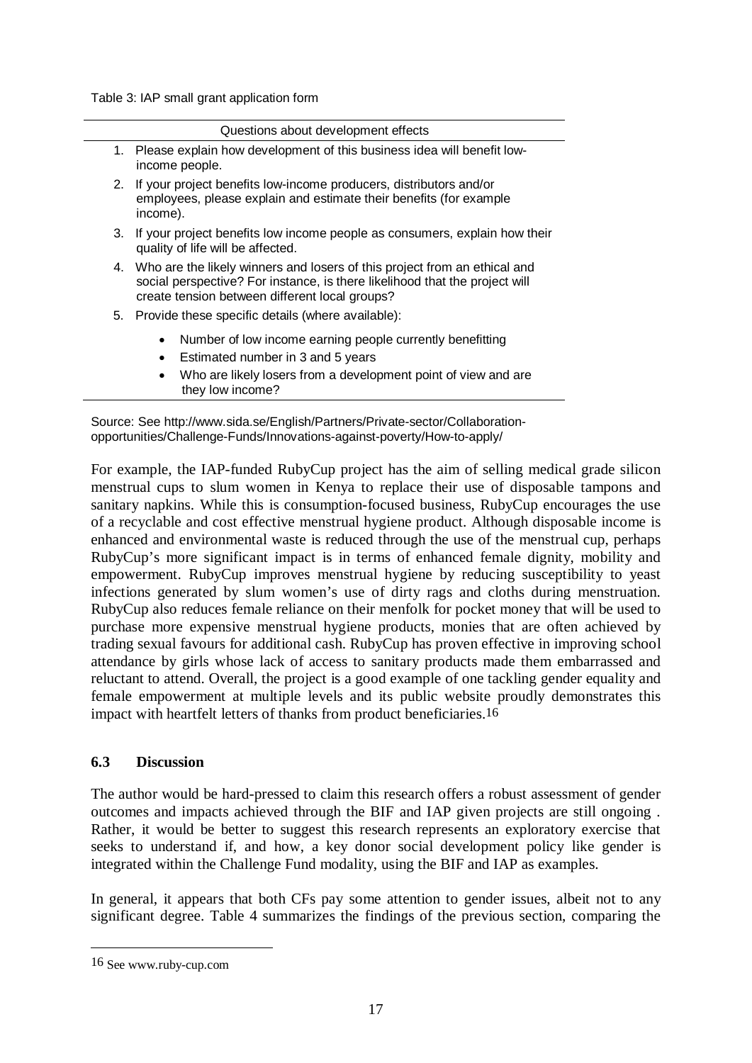Table 3: IAP small grant application form

| Questions about development effects |
|---|
| 1. Please explain how development of this business idea will benefit low-income people. |
| 2. If your project benefits low-income producers, distributors and/or employees, please explain and estimate their benefits (for example income). |
| 3. If your project benefits low income people as consumers, explain how their quality of life will be affected. |
| 4. Who are the likely winners and losers of this project from an ethical and social perspective? For instance, is there likelihood that the project will create tension between different local groups? |
| 5. Provide these specific details (where available): • Number of low income earning people currently benefitting • Estimated number in 3 and 5 years • Who are likely losers from a development point of view and are they low income? |

Source: See http://www.sida.se/English/Partners/Private-sector/Collaboration-opportunities/Challenge-Funds/Innovations-against-poverty/How-to-apply/

For example, the IAP-funded RubyCup project has the aim of selling medical grade silicon menstrual cups to slum women in Kenya to replace their use of disposable tampons and sanitary napkins. While this is consumption-focused business, RubyCup encourages the use of a recyclable and cost effective menstrual hygiene product. Although disposable income is enhanced and environmental waste is reduced through the use of the menstrual cup, perhaps RubyCup's more significant impact is in terms of enhanced female dignity, mobility and empowerment. RubyCup improves menstrual hygiene by reducing susceptibility to yeast infections generated by slum women's use of dirty rags and cloths during menstruation. RubyCup also reduces female reliance on their menfolk for pocket money that will be used to purchase more expensive menstrual hygiene products, monies that are often achieved by trading sexual favours for additional cash. RubyCup has proven effective in improving school attendance by girls whose lack of access to sanitary products made them embarrassed and reluctant to attend. Overall, the project is a good example of one tackling gender equality and female empowerment at multiple levels and its public website proudly demonstrates this impact with heartfelt letters of thanks from product beneficiaries.[16]

### 6.3 Discussion

The author would be hard-pressed to claim this research offers a robust assessment of gender outcomes and impacts achieved through the BIF and IAP given projects are still ongoing . Rather, it would be better to suggest this research represents an exploratory exercise that seeks to understand if, and how, a key donor social development policy like gender is integrated within the Challenge Fund modality, using the BIF and IAP as examples.

In general, it appears that both CFs pay some attention to gender issues, albeit not to any significant degree. Table 4 summarizes the findings of the previous section, comparing the

---

[16] See www.ruby-cup.com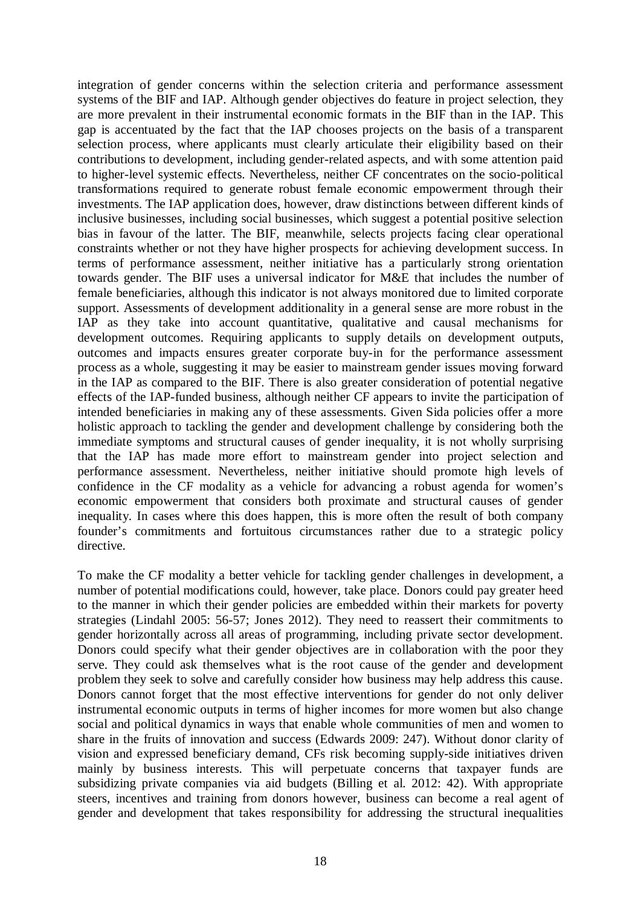integration of gender concerns within the selection criteria and performance assessment systems of the BIF and IAP. Although gender objectives do feature in project selection, they are more prevalent in their instrumental economic formats in the BIF than in the IAP. This gap is accentuated by the fact that the IAP chooses projects on the basis of a transparent selection process, where applicants must clearly articulate their eligibility based on their contributions to development, including gender-related aspects, and with some attention paid to higher-level systemic effects. Nevertheless, neither CF concentrates on the socio-political transformations required to generate robust female economic empowerment through their investments. The IAP application does, however, draw distinctions between different kinds of inclusive businesses, including social businesses, which suggest a potential positive selection bias in favour of the latter. The BIF, meanwhile, selects projects facing clear operational constraints whether or not they have higher prospects for achieving development success. In terms of performance assessment, neither initiative has a particularly strong orientation towards gender. The BIF uses a universal indicator for M&E that includes the number of female beneficiaries, although this indicator is not always monitored due to limited corporate support. Assessments of development additionality in a general sense are more robust in the IAP as they take into account quantitative, qualitative and causal mechanisms for development outcomes. Requiring applicants to supply details on development outputs, outcomes and impacts ensures greater corporate buy-in for the performance assessment process as a whole, suggesting it may be easier to mainstream gender issues moving forward in the IAP as compared to the BIF. There is also greater consideration of potential negative effects of the IAP-funded business, although neither CF appears to invite the participation of intended beneficiaries in making any of these assessments. Given Sida policies offer a more holistic approach to tackling the gender and development challenge by considering both the immediate symptoms and structural causes of gender inequality, it is not wholly surprising that the IAP has made more effort to mainstream gender into project selection and performance assessment. Nevertheless, neither initiative should promote high levels of confidence in the CF modality as a vehicle for advancing a robust agenda for women's economic empowerment that considers both proximate and structural causes of gender inequality. In cases where this does happen, this is more often the result of both company founder's commitments and fortuitous circumstances rather due to a strategic policy directive.

To make the CF modality a better vehicle for tackling gender challenges in development, a number of potential modifications could, however, take place. Donors could pay greater heed to the manner in which their gender policies are embedded within their markets for poverty strategies (Lindahl 2005: 56-57; Jones 2012). They need to reassert their commitments to gender horizontally across all areas of programming, including private sector development. Donors could specify what their gender objectives are in collaboration with the poor they serve. They could ask themselves what is the root cause of the gender and development problem they seek to solve and carefully consider how business may help address this cause. Donors cannot forget that the most effective interventions for gender do not only deliver instrumental economic outputs in terms of higher incomes for more women but also change social and political dynamics in ways that enable whole communities of men and women to share in the fruits of innovation and success (Edwards 2009: 247). Without donor clarity of vision and expressed beneficiary demand, CFs risk becoming supply-side initiatives driven mainly by business interests. This will perpetuate concerns that taxpayer funds are subsidizing private companies via aid budgets (Billing et al. 2012: 42). With appropriate steers, incentives and training from donors however, business can become a real agent of gender and development that takes responsibility for addressing the structural inequalities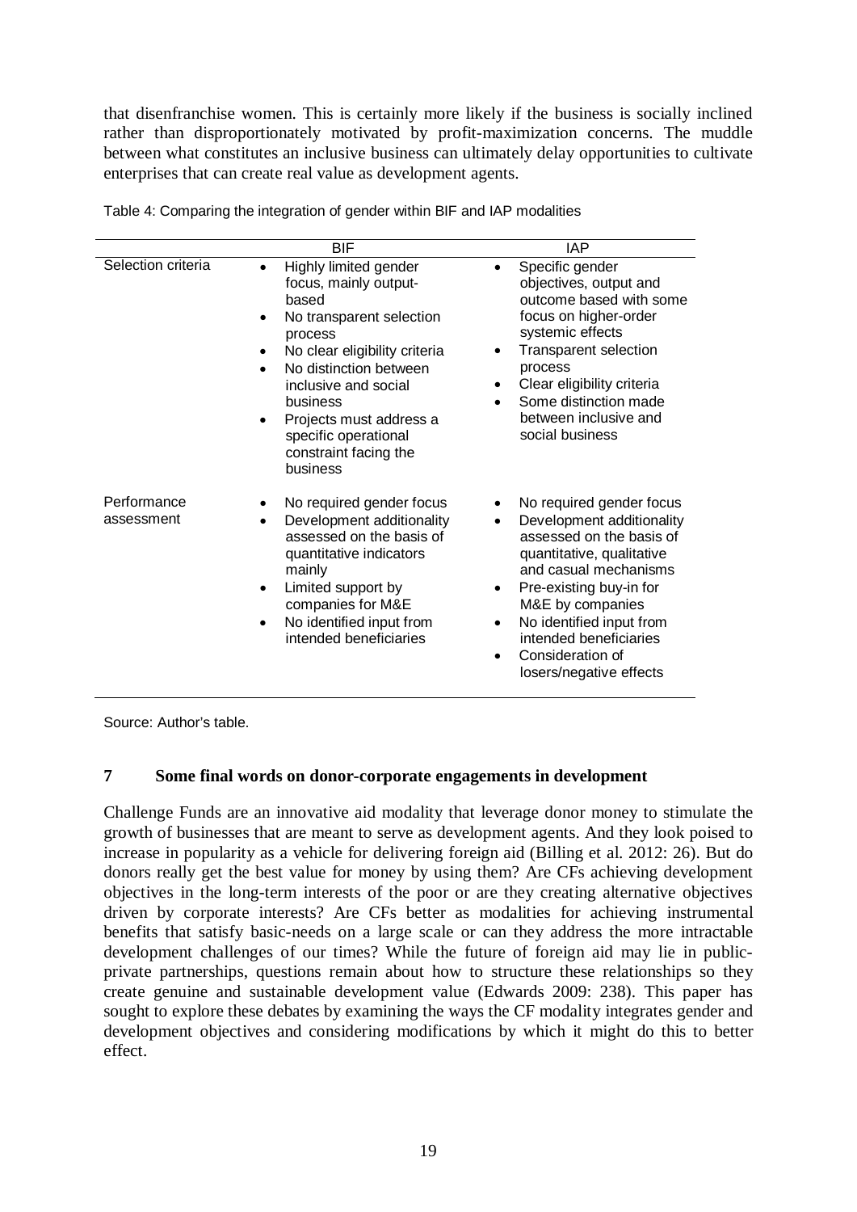that disenfranchise women. This is certainly more likely if the business is socially inclined rather than disproportionately motivated by profit-maximization concerns. The muddle between what constitutes an inclusive business can ultimately delay opportunities to cultivate enterprises that can create real value as development agents.

Table 4: Comparing the integration of gender within BIF and IAP modalities

| | BIF | IAP |
|---|---|---|
| Selection criteria | • Highly limited gender focus, mainly output-based<br>• No transparent selection process<br>• No clear eligibility criteria<br>• No distinction between inclusive and social business<br>• Projects must address a specific operational constraint facing the business | • Specific gender objectives, output and outcome based with some focus on higher-order systemic effects<br>• Transparent selection process<br>• Clear eligibility criteria<br>• Some distinction made between inclusive and social business |
| Performance assessment | • No required gender focus<br>• Development additionality assessed on the basis of quantitative indicators mainly<br>• Limited support by companies for M&E<br>• No identified input from intended beneficiaries | • No required gender focus<br>• Development additionality assessed on the basis of quantitative, qualitative and casual mechanisms<br>• Pre-existing buy-in for M&E by companies<br>• No identified input from intended beneficiaries<br>• Consideration of losers/negative effects |

Source: Author's table.

## 7 Some final words on donor-corporate engagements in development

Challenge Funds are an innovative aid modality that leverage donor money to stimulate the growth of businesses that are meant to serve as development agents. And they look poised to increase in popularity as a vehicle for delivering foreign aid (Billing et al. 2012: 26). But do donors really get the best value for money by using them? Are CFs achieving development objectives in the long-term interests of the poor or are they creating alternative objectives driven by corporate interests? Are CFs better as modalities for achieving instrumental benefits that satisfy basic-needs on a large scale or can they address the more intractable development challenges of our times? While the future of foreign aid may lie in public-private partnerships, questions remain about how to structure these relationships so they create genuine and sustainable development value (Edwards 2009: 238). This paper has sought to explore these debates by examining the ways the CF modality integrates gender and development objectives and considering modifications by which it might do this to better effect.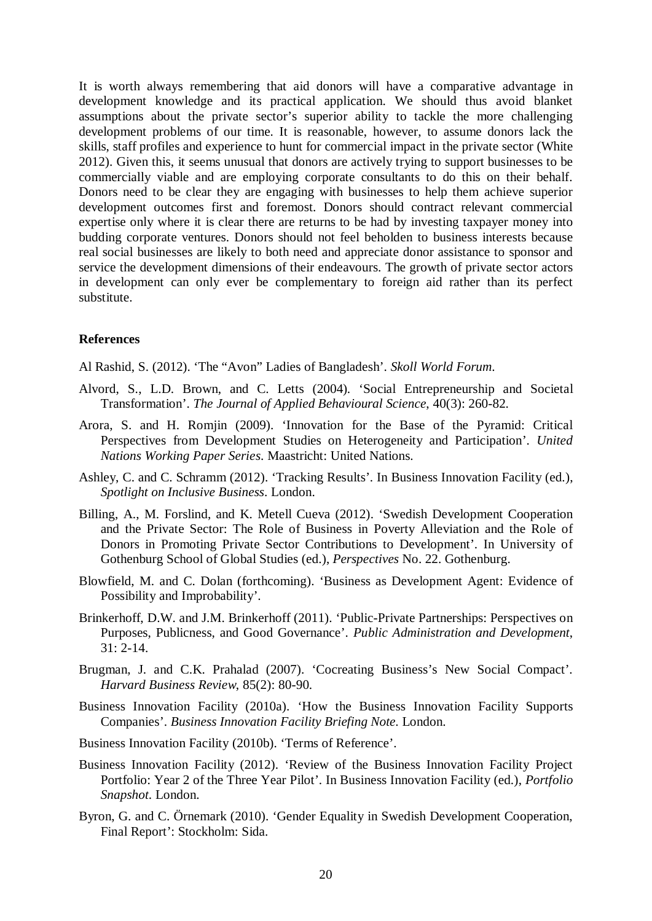It is worth always remembering that aid donors will have a comparative advantage in development knowledge and its practical application. We should thus avoid blanket assumptions about the private sector's superior ability to tackle the more challenging development problems of our time. It is reasonable, however, to assume donors lack the skills, staff profiles and experience to hunt for commercial impact in the private sector (White 2012). Given this, it seems unusual that donors are actively trying to support businesses to be commercially viable and are employing corporate consultants to do this on their behalf. Donors need to be clear they are engaging with businesses to help them achieve superior development outcomes first and foremost. Donors should contract relevant commercial expertise only where it is clear there are returns to be had by investing taxpayer money into budding corporate ventures. Donors should not feel beholden to business interests because real social businesses are likely to both need and appreciate donor assistance to sponsor and service the development dimensions of their endeavours. The growth of private sector actors in development can only ever be complementary to foreign aid rather than its perfect substitute.

**References**

Al Rashid, S. (2012). 'The "Avon" Ladies of Bangladesh'. *Skoll World Forum*.

Alvord, S., L.D. Brown, and C. Letts (2004). 'Social Entrepreneurship and Societal Transformation'. *The Journal of Applied Behavioural Science*, 40(3): 260-82.

Arora, S. and H. Romjin (2009). 'Innovation for the Base of the Pyramid: Critical Perspectives from Development Studies on Heterogeneity and Participation'. *United Nations Working Paper Series*. Maastricht: United Nations.

Ashley, C. and C. Schramm (2012). 'Tracking Results'. In Business Innovation Facility (ed.), *Spotlight on Inclusive Business*. London.

Billing, A., M. Forslind, and K. Metell Cueva (2012). 'Swedish Development Cooperation and the Private Sector: The Role of Business in Poverty Alleviation and the Role of Donors in Promoting Private Sector Contributions to Development'. In University of Gothenburg School of Global Studies (ed.), *Perspectives* No. 22. Gothenburg.

Blowfield, M. and C. Dolan (forthcoming). 'Business as Development Agent: Evidence of Possibility and Improbability'.

Brinkerhoff, D.W. and J.M. Brinkerhoff (2011). 'Public-Private Partnerships: Perspectives on Purposes, Publicness, and Good Governance'. *Public Administration and Development*, 31: 2-14.

Brugman, J. and C.K. Prahalad (2007). 'Cocreating Business's New Social Compact'. *Harvard Business Review*, 85(2): 80-90.

Business Innovation Facility (2010a). 'How the Business Innovation Facility Supports Companies'. *Business Innovation Facility Briefing Note*. London.

Business Innovation Facility (2010b). 'Terms of Reference'.

Business Innovation Facility (2012). 'Review of the Business Innovation Facility Project Portfolio: Year 2 of the Three Year Pilot'. In Business Innovation Facility (ed.), *Portfolio Snapshot*. London.

Byron, G. and C. Örnemark (2010). 'Gender Equality in Swedish Development Cooperation, Final Report': Stockholm: Sida.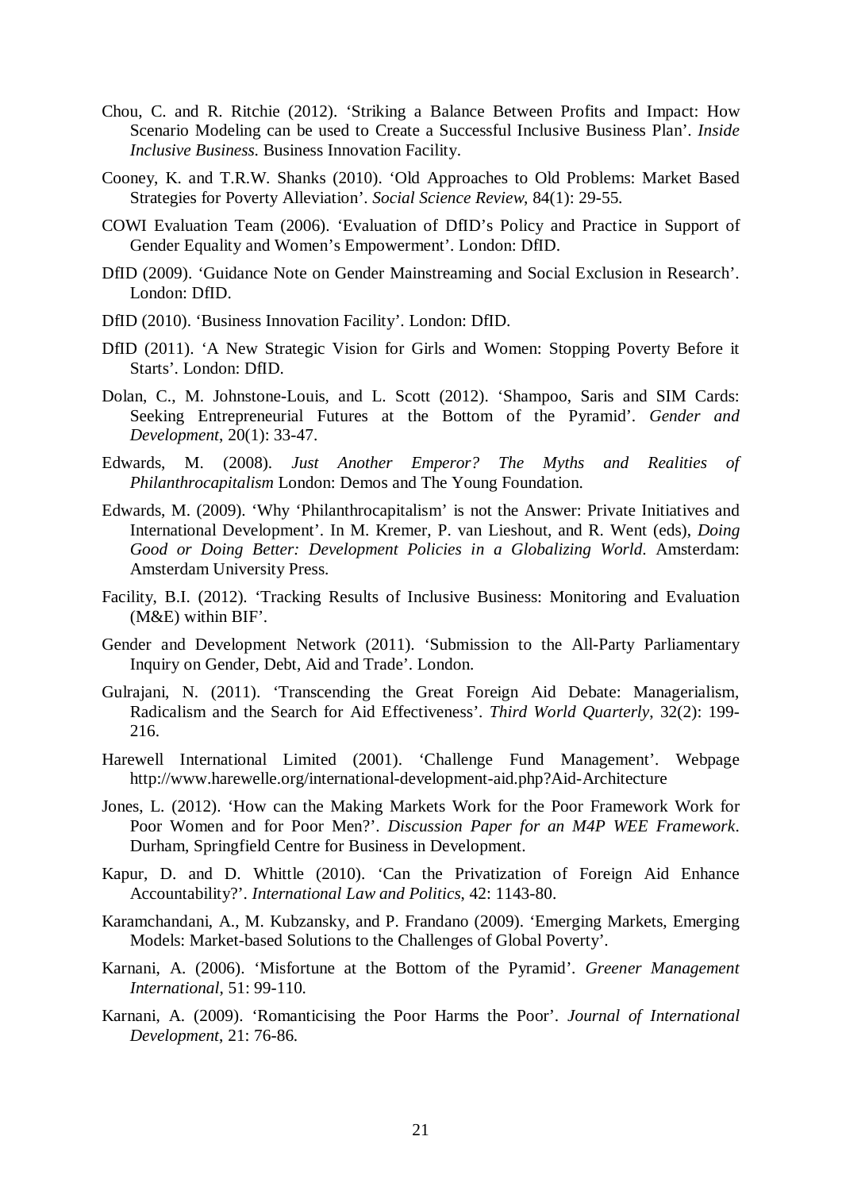Chou, C. and R. Ritchie (2012). 'Striking a Balance Between Profits and Impact: How Scenario Modeling can be used to Create a Successful Inclusive Business Plan'. *Inside Inclusive Business*. Business Innovation Facility.

Cooney, K. and T.R.W. Shanks (2010). 'Old Approaches to Old Problems: Market Based Strategies for Poverty Alleviation'. *Social Science Review*, 84(1): 29-55.

COWI Evaluation Team (2006). 'Evaluation of DfID's Policy and Practice in Support of Gender Equality and Women's Empowerment'. London: DfID.

DfID (2009). 'Guidance Note on Gender Mainstreaming and Social Exclusion in Research'. London: DfID.

DfID (2010). 'Business Innovation Facility'. London: DfID.

DfID (2011). 'A New Strategic Vision for Girls and Women: Stopping Poverty Before it Starts'. London: DfID.

Dolan, C., M. Johnstone-Louis, and L. Scott (2012). 'Shampoo, Saris and SIM Cards: Seeking Entrepreneurial Futures at the Bottom of the Pyramid'. *Gender and Development*, 20(1): 33-47.

Edwards, M. (2008). *Just Another Emperor? The Myths and Realities of Philanthrocapitalism* London: Demos and The Young Foundation.

Edwards, M. (2009). 'Why 'Philanthrocapitalism' is not the Answer: Private Initiatives and International Development'. In M. Kremer, P. van Lieshout, and R. Went (eds), *Doing Good or Doing Better: Development Policies in a Globalizing World*. Amsterdam: Amsterdam University Press.

Facility, B.I. (2012). 'Tracking Results of Inclusive Business: Monitoring and Evaluation (M&E) within BIF'.

Gender and Development Network (2011). 'Submission to the All-Party Parliamentary Inquiry on Gender, Debt, Aid and Trade'. London.

Gulrajani, N. (2011). 'Transcending the Great Foreign Aid Debate: Managerialism, Radicalism and the Search for Aid Effectiveness'. *Third World Quarterly*, 32(2): 199-216.

Harewell International Limited (2001). 'Challenge Fund Management'. Webpage http://www.harewelle.org/international-development-aid.php?Aid-Architecture

Jones, L. (2012). 'How can the Making Markets Work for the Poor Framework Work for Poor Women and for Poor Men?'. *Discussion Paper for an M4P WEE Framework*. Durham, Springfield Centre for Business in Development.

Kapur, D. and D. Whittle (2010). 'Can the Privatization of Foreign Aid Enhance Accountability?'. *International Law and Politics*, 42: 1143-80.

Karamchandani, A., M. Kubzansky, and P. Frandano (2009). 'Emerging Markets, Emerging Models: Market-based Solutions to the Challenges of Global Poverty'.

Karnani, A. (2006). 'Misfortune at the Bottom of the Pyramid'. *Greener Management International*, 51: 99-110.

Karnani, A. (2009). 'Romanticising the Poor Harms the Poor'. *Journal of International Development*, 21: 76-86.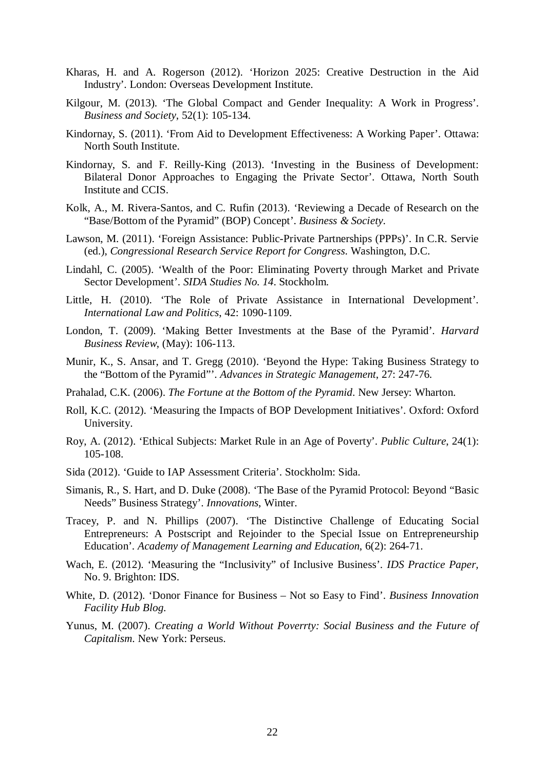Kharas, H. and A. Rogerson (2012). 'Horizon 2025: Creative Destruction in the Aid Industry'. London: Overseas Development Institute.

Kilgour, M. (2013). 'The Global Compact and Gender Inequality: A Work in Progress'. *Business and Society*, 52(1): 105-134.

Kindornay, S. (2011). 'From Aid to Development Effectiveness: A Working Paper'. Ottawa: North South Institute.

Kindornay, S. and F. Reilly-King (2013). 'Investing in the Business of Development: Bilateral Donor Approaches to Engaging the Private Sector'. Ottawa, North South Institute and CCIS.

Kolk, A., M. Rivera-Santos, and C. Rufin (2013). 'Reviewing a Decade of Research on the "Base/Bottom of the Pyramid" (BOP) Concept'. *Business & Society*.

Lawson, M. (2011). 'Foreign Assistance: Public-Private Partnerships (PPPs)'. In C.R. Servie (ed.), *Congressional Research Service Report for Congress*. Washington, D.C.

Lindahl, C. (2005). 'Wealth of the Poor: Eliminating Poverty through Market and Private Sector Development'. *SIDA Studies No. 14*. Stockholm.

Little, H. (2010). 'The Role of Private Assistance in International Development'. *International Law and Politics*, 42: 1090-1109.

London, T. (2009). 'Making Better Investments at the Base of the Pyramid'. *Harvard Business Review*, (May): 106-113.

Munir, K., S. Ansar, and T. Gregg (2010). 'Beyond the Hype: Taking Business Strategy to the "Bottom of the Pyramid"'. *Advances in Strategic Management*, 27: 247-76.

Prahalad, C.K. (2006). *The Fortune at the Bottom of the Pyramid*. New Jersey: Wharton.

Roll, K.C. (2012). 'Measuring the Impacts of BOP Development Initiatives'. Oxford: Oxford University.

Roy, A. (2012). 'Ethical Subjects: Market Rule in an Age of Poverty'. *Public Culture*, 24(1): 105-108.

Sida (2012). 'Guide to IAP Assessment Criteria'. Stockholm: Sida.

Simanis, R., S. Hart, and D. Duke (2008). 'The Base of the Pyramid Protocol: Beyond "Basic Needs" Business Strategy'. *Innovations*, Winter.

Tracey, P. and N. Phillips (2007). 'The Distinctive Challenge of Educating Social Entrepreneurs: A Postscript and Rejoinder to the Special Issue on Entrepreneurship Education'. *Academy of Management Learning and Education*, 6(2): 264-71.

Wach, E. (2012). 'Measuring the "Inclusivity" of Inclusive Business'. *IDS Practice Paper*, No. 9. Brighton: IDS.

White, D. (2012). 'Donor Finance for Business – Not so Easy to Find'. *Business Innovation Facility Hub Blog.*

Yunus, M. (2007). *Creating a World Without Poverrty: Social Business and the Future of Capitalism*. New York: Perseus.